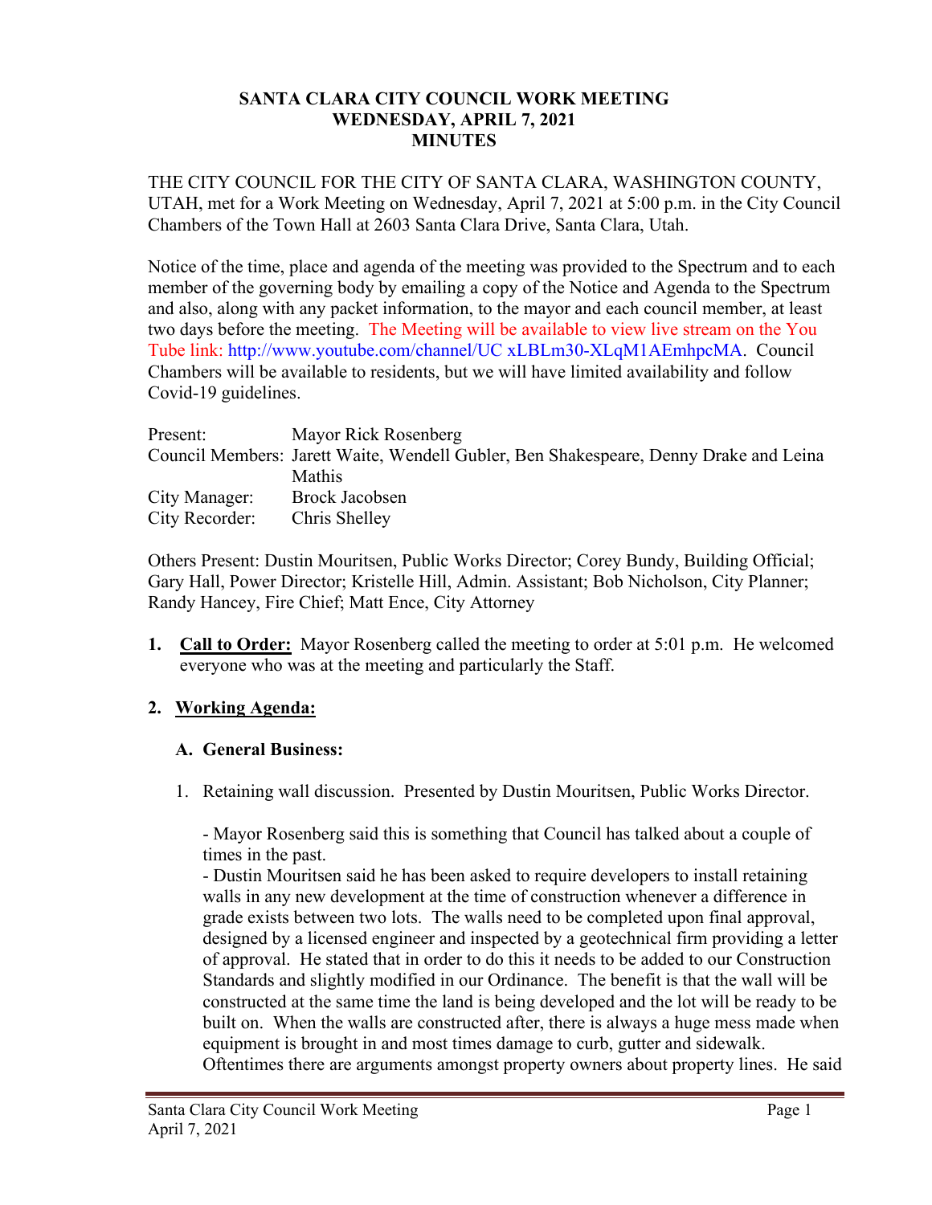**SANTA CLARA CITY COUNCIL WORK MEETING**
**WEDNESDAY, APRIL 7, 2021**
**MINUTES**

THE CITY COUNCIL FOR THE CITY OF SANTA CLARA, WASHINGTON COUNTY, UTAH, met for a Work Meeting on Wednesday, April 7, 2021 at 5:00 p.m. in the City Council Chambers of the Town Hall at 2603 Santa Clara Drive, Santa Clara, Utah.

Notice of the time, place and agenda of the meeting was provided to the Spectrum and to each member of the governing body by emailing a copy of the Notice and Agenda to the Spectrum and also, along with any packet information, to the mayor and each council member, at least two days before the meeting. The Meeting will be available to view live stream on the You Tube link: http://www.youtube.com/channel/UC xLBLm30-XLqM1AEmhpcMA. Council Chambers will be available to residents, but we will have limited availability and follow Covid-19 guidelines.

| | |
|---|---|
| Present: | Mayor Rick Rosenberg |
| Council Members: | Jarett Waite, Wendell Gubler, Ben Shakespeare, Denny Drake and Leina Mathis |
| City Manager: | Brock Jacobsen |
| City Recorder: | Chris Shelley |

Others Present: Dustin Mouritsen, Public Works Director; Corey Bundy, Building Official; Gary Hall, Power Director; Kristelle Hill, Admin. Assistant; Bob Nicholson, City Planner; Randy Hancey, Fire Chief; Matt Ence, City Attorney

1. **Call to Order:** Mayor Rosenberg called the meeting to order at 5:01 p.m. He welcomed everyone who was at the meeting and particularly the Staff.

2. **Working Agenda:**

   **A. General Business:**

   1. Retaining wall discussion. Presented by Dustin Mouritsen, Public Works Director.

      - Mayor Rosenberg said this is something that Council has talked about a couple of times in the past.
      - Dustin Mouritsen said he has been asked to require developers to install retaining walls in any new development at the time of construction whenever a difference in grade exists between two lots. The walls need to be completed upon final approval, designed by a licensed engineer and inspected by a geotechnical firm providing a letter of approval. He stated that in order to do this it needs to be added to our Construction Standards and slightly modified in our Ordinance. The benefit is that the wall will be constructed at the same time the land is being developed and the lot will be ready to be built on. When the walls are constructed after, there is always a huge mess made when equipment is brought in and most times damage to curb, gutter and sidewalk. Oftentimes there are arguments amongst property owners about property lines. He said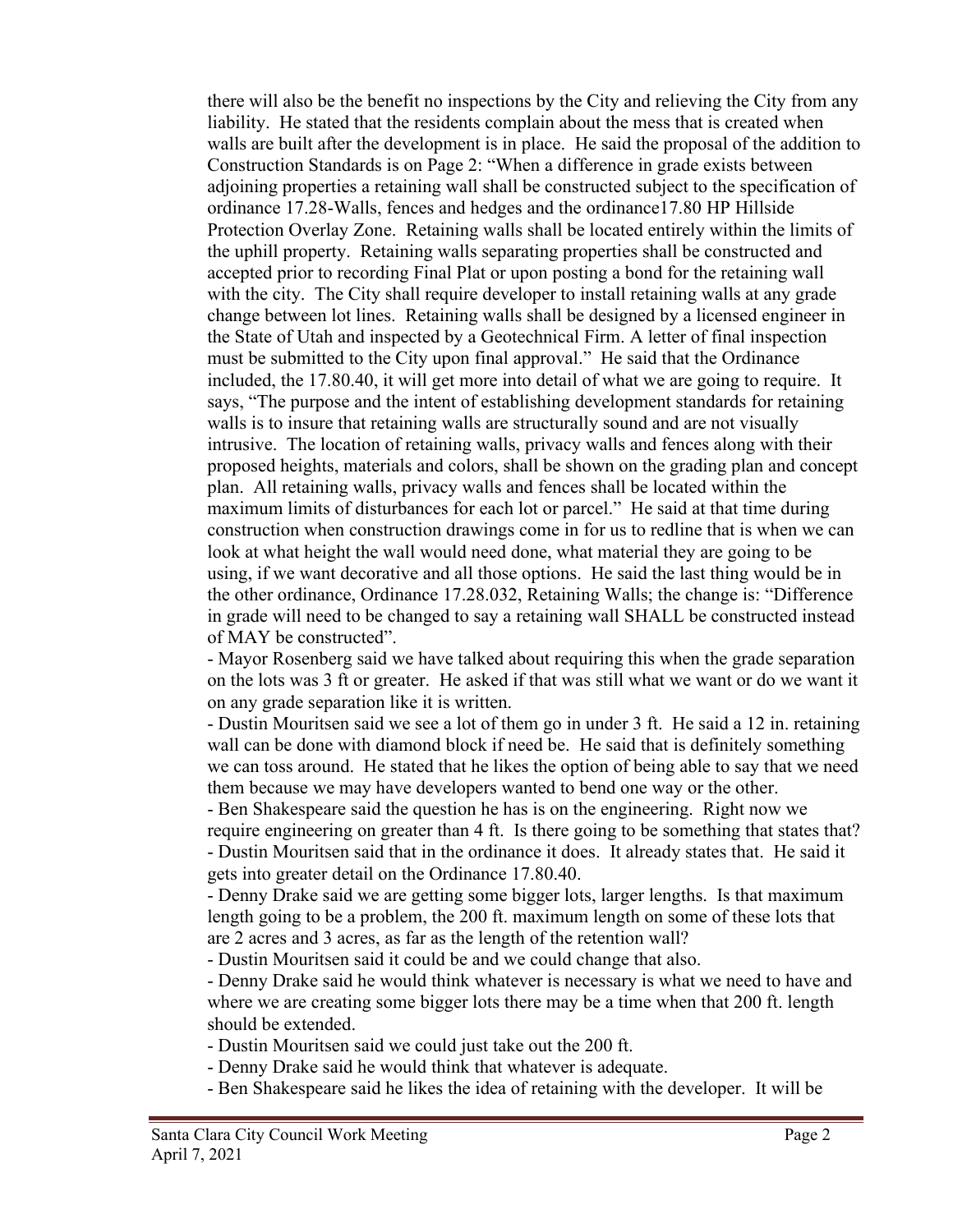there will also be the benefit no inspections by the City and relieving the City from any liability. He stated that the residents complain about the mess that is created when walls are built after the development is in place. He said the proposal of the addition to Construction Standards is on Page 2: "When a difference in grade exists between adjoining properties a retaining wall shall be constructed subject to the specification of ordinance 17.28-Walls, fences and hedges and the ordinance17.80 HP Hillside Protection Overlay Zone. Retaining walls shall be located entirely within the limits of the uphill property. Retaining walls separating properties shall be constructed and accepted prior to recording Final Plat or upon posting a bond for the retaining wall with the city. The City shall require developer to install retaining walls at any grade change between lot lines. Retaining walls shall be designed by a licensed engineer in the State of Utah and inspected by a Geotechnical Firm. A letter of final inspection must be submitted to the City upon final approval." He said that the Ordinance included, the 17.80.40, it will get more into detail of what we are going to require. It says, "The purpose and the intent of establishing development standards for retaining walls is to insure that retaining walls are structurally sound and are not visually intrusive. The location of retaining walls, privacy walls and fences along with their proposed heights, materials and colors, shall be shown on the grading plan and concept plan. All retaining walls, privacy walls and fences shall be located within the maximum limits of disturbances for each lot or parcel." He said at that time during construction when construction drawings come in for us to redline that is when we can look at what height the wall would need done, what material they are going to be using, if we want decorative and all those options. He said the last thing would be in the other ordinance, Ordinance 17.28.032, Retaining Walls; the change is: "Difference in grade will need to be changed to say a retaining wall SHALL be constructed instead of MAY be constructed".

- Mayor Rosenberg said we have talked about requiring this when the grade separation on the lots was 3 ft or greater. He asked if that was still what we want or do we want it on any grade separation like it is written.
- Dustin Mouritsen said we see a lot of them go in under 3 ft. He said a 12 in. retaining wall can be done with diamond block if need be. He said that is definitely something we can toss around. He stated that he likes the option of being able to say that we need them because we may have developers wanted to bend one way or the other.
- Ben Shakespeare said the question he has is on the engineering. Right now we require engineering on greater than 4 ft. Is there going to be something that states that?
- Dustin Mouritsen said that in the ordinance it does. It already states that. He said it gets into greater detail on the Ordinance 17.80.40.
- Denny Drake said we are getting some bigger lots, larger lengths. Is that maximum length going to be a problem, the 200 ft. maximum length on some of these lots that are 2 acres and 3 acres, as far as the length of the retention wall?
- Dustin Mouritsen said it could be and we could change that also.
- Denny Drake said he would think whatever is necessary is what we need to have and where we are creating some bigger lots there may be a time when that 200 ft. length should be extended.
- Dustin Mouritsen said we could just take out the 200 ft.
- Denny Drake said he would think that whatever is adequate.
- Ben Shakespeare said he likes the idea of retaining with the developer. It will be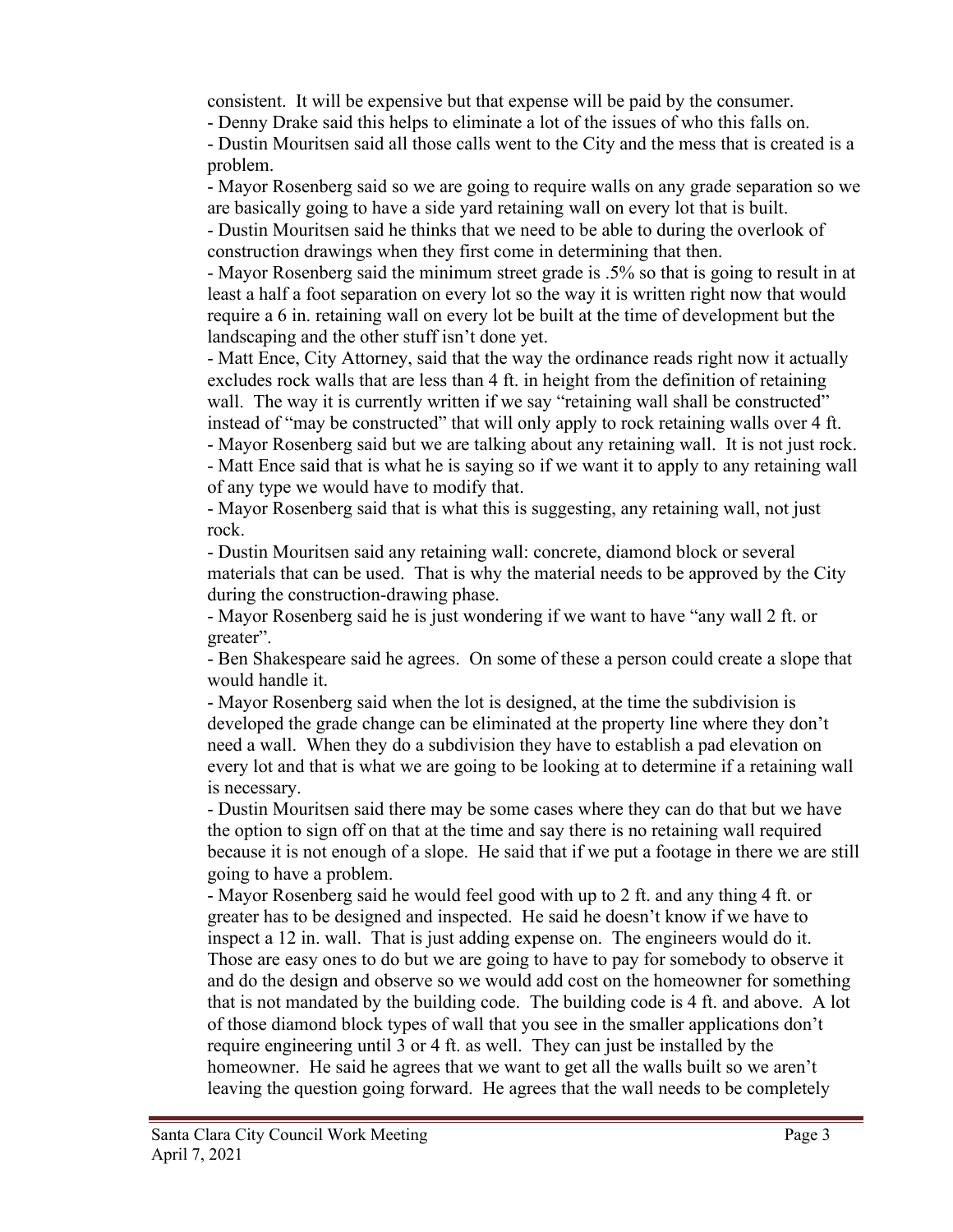consistent. It will be expensive but that expense will be paid by the consumer.

- Denny Drake said this helps to eliminate a lot of the issues of who this falls on.
- Dustin Mouritsen said all those calls went to the City and the mess that is created is a problem.
- Mayor Rosenberg said so we are going to require walls on any grade separation so we are basically going to have a side yard retaining wall on every lot that is built.
- Dustin Mouritsen said he thinks that we need to be able to during the overlook of construction drawings when they first come in determining that then.
- Mayor Rosenberg said the minimum street grade is .5% so that is going to result in at least a half a foot separation on every lot so the way it is written right now that would require a 6 in. retaining wall on every lot be built at the time of development but the landscaping and the other stuff isn't done yet.
- Matt Ence, City Attorney, said that the way the ordinance reads right now it actually excludes rock walls that are less than 4 ft. in height from the definition of retaining wall. The way it is currently written if we say "retaining wall shall be constructed" instead of "may be constructed" that will only apply to rock retaining walls over 4 ft.
- Mayor Rosenberg said but we are talking about any retaining wall. It is not just rock.
- Matt Ence said that is what he is saying so if we want it to apply to any retaining wall of any type we would have to modify that.
- Mayor Rosenberg said that is what this is suggesting, any retaining wall, not just rock.
- Dustin Mouritsen said any retaining wall: concrete, diamond block or several materials that can be used. That is why the material needs to be approved by the City during the construction-drawing phase.
- Mayor Rosenberg said he is just wondering if we want to have "any wall 2 ft. or greater".
- Ben Shakespeare said he agrees. On some of these a person could create a slope that would handle it.
- Mayor Rosenberg said when the lot is designed, at the time the subdivision is developed the grade change can be eliminated at the property line where they don't need a wall. When they do a subdivision they have to establish a pad elevation on every lot and that is what we are going to be looking at to determine if a retaining wall is necessary.
- Dustin Mouritsen said there may be some cases where they can do that but we have the option to sign off on that at the time and say there is no retaining wall required because it is not enough of a slope. He said that if we put a footage in there we are still going to have a problem.
- Mayor Rosenberg said he would feel good with up to 2 ft. and any thing 4 ft. or greater has to be designed and inspected. He said he doesn't know if we have to inspect a 12 in. wall. That is just adding expense on. The engineers would do it. Those are easy ones to do but we are going to have to pay for somebody to observe it and do the design and observe so we would add cost on the homeowner for something that is not mandated by the building code. The building code is 4 ft. and above. A lot of those diamond block types of wall that you see in the smaller applications don't require engineering until 3 or 4 ft. as well. They can just be installed by the homeowner. He said he agrees that we want to get all the walls built so we aren't leaving the question going forward. He agrees that the wall needs to be completely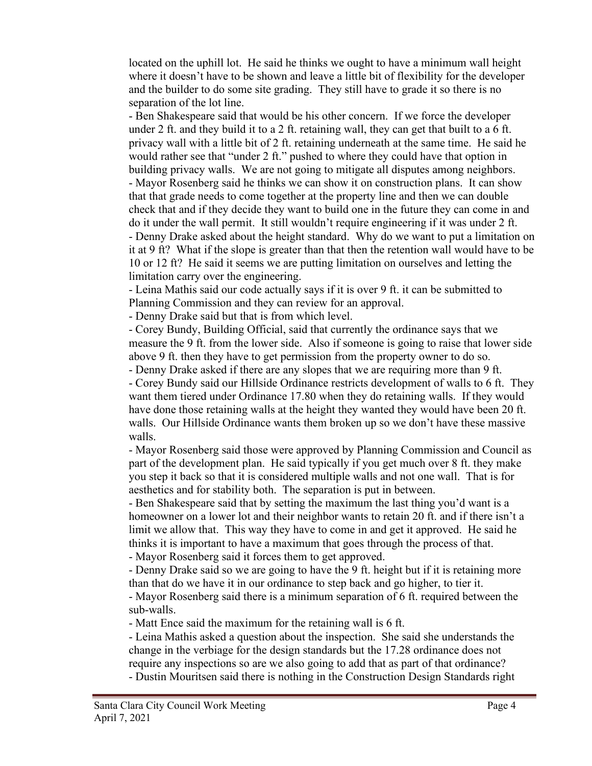located on the uphill lot. He said he thinks we ought to have a minimum wall height where it doesn't have to be shown and leave a little bit of flexibility for the developer and the builder to do some site grading. They still have to grade it so there is no separation of the lot line.

- Ben Shakespeare said that would be his other concern. If we force the developer under 2 ft. and they build it to a 2 ft. retaining wall, they can get that built to a 6 ft. privacy wall with a little bit of 2 ft. retaining underneath at the same time. He said he would rather see that "under 2 ft." pushed to where they could have that option in building privacy walls. We are not going to mitigate all disputes among neighbors.
- Mayor Rosenberg said he thinks we can show it on construction plans. It can show that that grade needs to come together at the property line and then we can double check that and if they decide they want to build one in the future they can come in and do it under the wall permit. It still wouldn't require engineering if it was under 2 ft.
- Denny Drake asked about the height standard. Why do we want to put a limitation on it at 9 ft? What if the slope is greater than that then the retention wall would have to be 10 or 12 ft? He said it seems we are putting limitation on ourselves and letting the limitation carry over the engineering.
- Leina Mathis said our code actually says if it is over 9 ft. it can be submitted to Planning Commission and they can review for an approval.
- Denny Drake said but that is from which level.
- Corey Bundy, Building Official, said that currently the ordinance says that we measure the 9 ft. from the lower side. Also if someone is going to raise that lower side above 9 ft. then they have to get permission from the property owner to do so.
- Denny Drake asked if there are any slopes that we are requiring more than 9 ft.
- Corey Bundy said our Hillside Ordinance restricts development of walls to 6 ft. They want them tiered under Ordinance 17.80 when they do retaining walls. If they would have done those retaining walls at the height they wanted they would have been 20 ft. walls. Our Hillside Ordinance wants them broken up so we don't have these massive walls.
- Mayor Rosenberg said those were approved by Planning Commission and Council as part of the development plan. He said typically if you get much over 8 ft. they make you step it back so that it is considered multiple walls and not one wall. That is for aesthetics and for stability both. The separation is put in between.
- Ben Shakespeare said that by setting the maximum the last thing you'd want is a homeowner on a lower lot and their neighbor wants to retain 20 ft. and if there isn't a limit we allow that. This way they have to come in and get it approved. He said he thinks it is important to have a maximum that goes through the process of that.
- Mayor Rosenberg said it forces them to get approved.
- Denny Drake said so we are going to have the 9 ft. height but if it is retaining more than that do we have it in our ordinance to step back and go higher, to tier it.
- Mayor Rosenberg said there is a minimum separation of 6 ft. required between the sub-walls.
- Matt Ence said the maximum for the retaining wall is 6 ft.
- Leina Mathis asked a question about the inspection. She said she understands the change in the verbiage for the design standards but the 17.28 ordinance does not require any inspections so are we also going to add that as part of that ordinance?
- Dustin Mouritsen said there is nothing in the Construction Design Standards right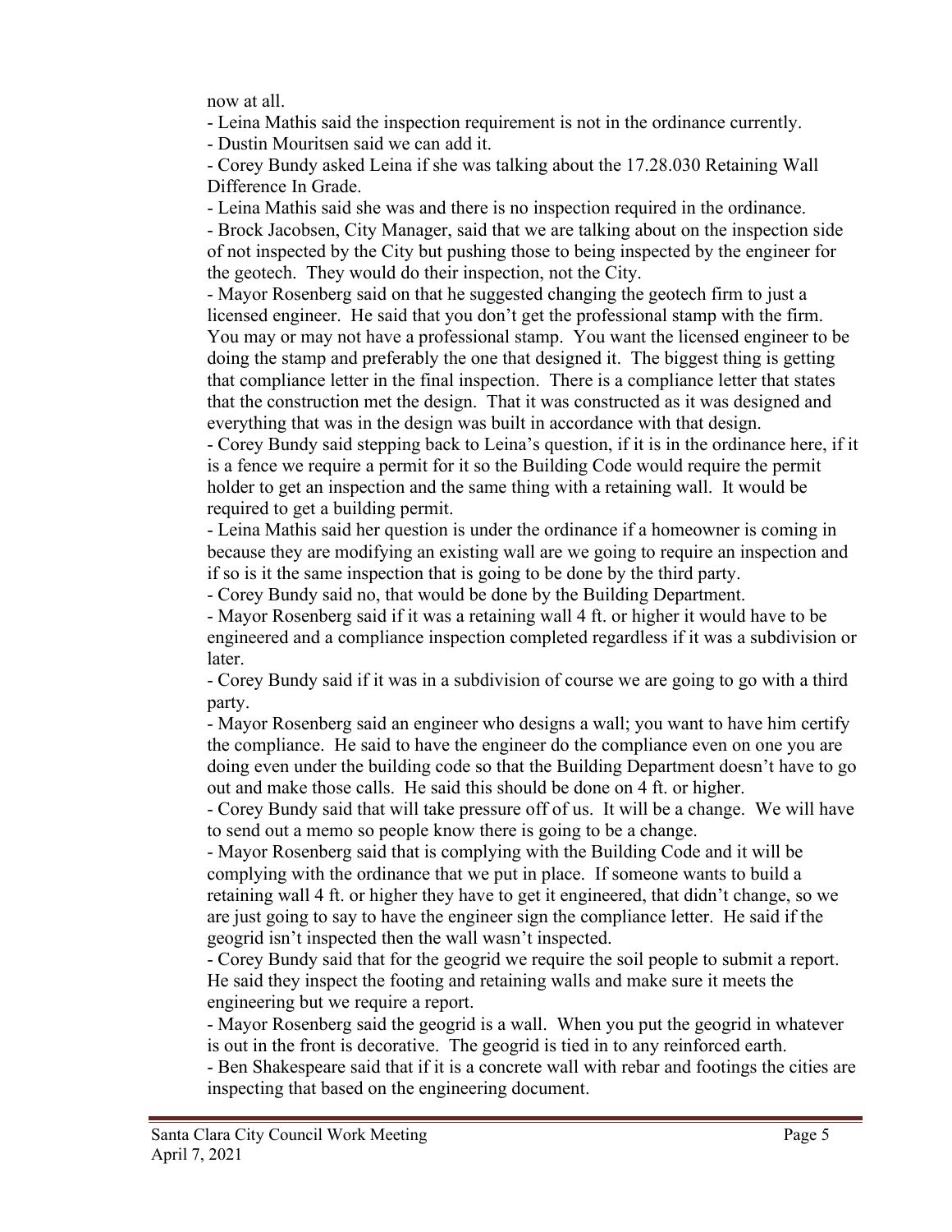now at all.

- Leina Mathis said the inspection requirement is not in the ordinance currently.
- Dustin Mouritsen said we can add it.
- Corey Bundy asked Leina if she was talking about the 17.28.030 Retaining Wall Difference In Grade.
- Leina Mathis said she was and there is no inspection required in the ordinance.
- Brock Jacobsen, City Manager, said that we are talking about on the inspection side of not inspected by the City but pushing those to being inspected by the engineer for the geotech. They would do their inspection, not the City.
- Mayor Rosenberg said on that he suggested changing the geotech firm to just a licensed engineer. He said that you don't get the professional stamp with the firm. You may or may not have a professional stamp. You want the licensed engineer to be doing the stamp and preferably the one that designed it. The biggest thing is getting that compliance letter in the final inspection. There is a compliance letter that states that the construction met the design. That it was constructed as it was designed and everything that was in the design was built in accordance with that design.
- Corey Bundy said stepping back to Leina's question, if it is in the ordinance here, if it is a fence we require a permit for it so the Building Code would require the permit holder to get an inspection and the same thing with a retaining wall. It would be required to get a building permit.
- Leina Mathis said her question is under the ordinance if a homeowner is coming in because they are modifying an existing wall are we going to require an inspection and if so is it the same inspection that is going to be done by the third party.
- Corey Bundy said no, that would be done by the Building Department.
- Mayor Rosenberg said if it was a retaining wall 4 ft. or higher it would have to be engineered and a compliance inspection completed regardless if it was a subdivision or later.
- Corey Bundy said if it was in a subdivision of course we are going to go with a third party.
- Mayor Rosenberg said an engineer who designs a wall; you want to have him certify the compliance. He said to have the engineer do the compliance even on one you are doing even under the building code so that the Building Department doesn't have to go out and make those calls. He said this should be done on 4 ft. or higher.
- Corey Bundy said that will take pressure off of us. It will be a change. We will have to send out a memo so people know there is going to be a change.
- Mayor Rosenberg said that is complying with the Building Code and it will be complying with the ordinance that we put in place. If someone wants to build a retaining wall 4 ft. or higher they have to get it engineered, that didn't change, so we are just going to say to have the engineer sign the compliance letter. He said if the geogrid isn't inspected then the wall wasn't inspected.
- Corey Bundy said that for the geogrid we require the soil people to submit a report. He said they inspect the footing and retaining walls and make sure it meets the engineering but we require a report.
- Mayor Rosenberg said the geogrid is a wall. When you put the geogrid in whatever is out in the front is decorative. The geogrid is tied in to any reinforced earth.
- Ben Shakespeare said that if it is a concrete wall with rebar and footings the cities are inspecting that based on the engineering document.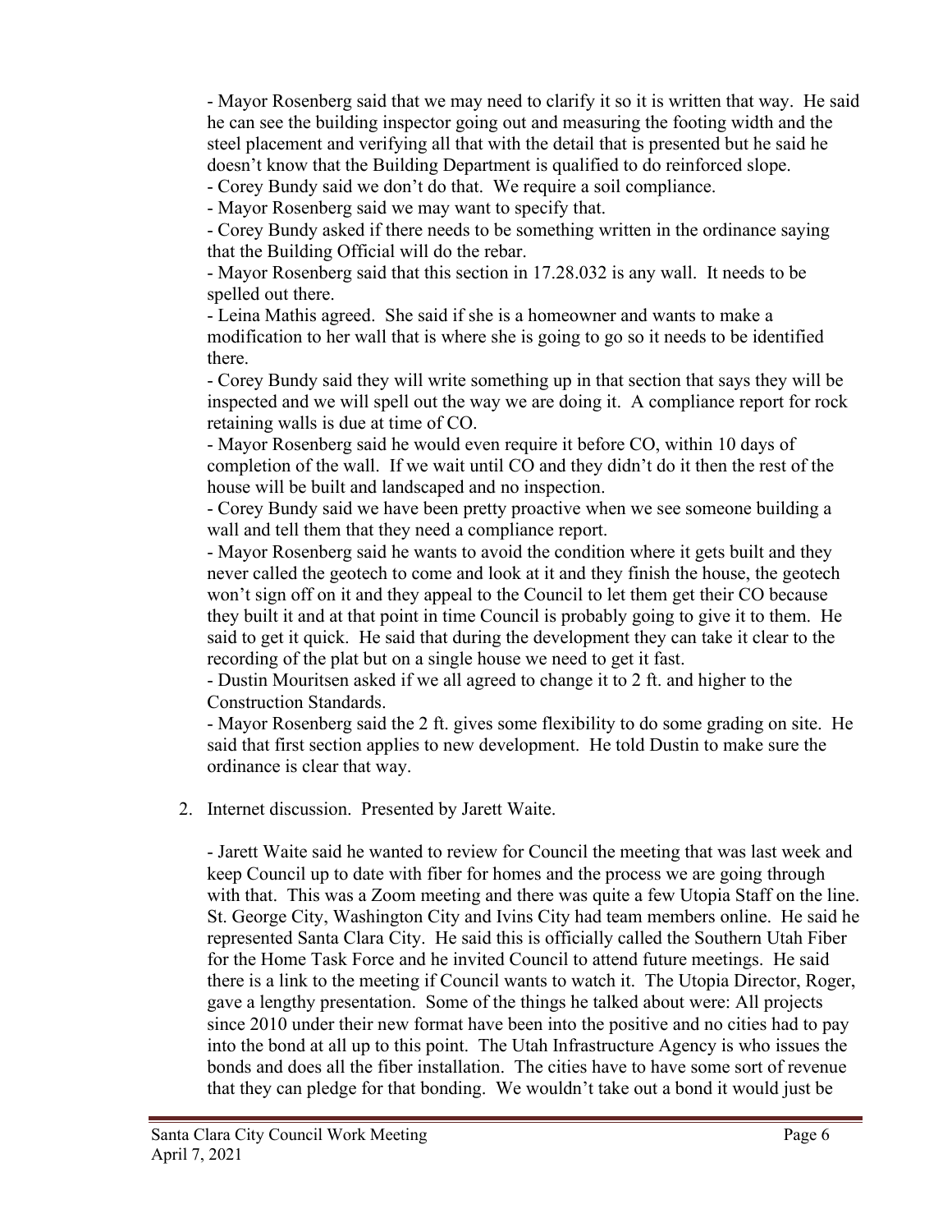- Mayor Rosenberg said that we may need to clarify it so it is written that way. He said he can see the building inspector going out and measuring the footing width and the steel placement and verifying all that with the detail that is presented but he said he doesn't know that the Building Department is qualified to do reinforced slope.

- Corey Bundy said we don't do that. We require a soil compliance.

- Mayor Rosenberg said we may want to specify that.

- Corey Bundy asked if there needs to be something written in the ordinance saying that the Building Official will do the rebar.

- Mayor Rosenberg said that this section in 17.28.032 is any wall. It needs to be spelled out there.

- Leina Mathis agreed. She said if she is a homeowner and wants to make a modification to her wall that is where she is going to go so it needs to be identified there.

- Corey Bundy said they will write something up in that section that says they will be inspected and we will spell out the way we are doing it. A compliance report for rock retaining walls is due at time of CO.

- Mayor Rosenberg said he would even require it before CO, within 10 days of completion of the wall. If we wait until CO and they didn't do it then the rest of the house will be built and landscaped and no inspection.

- Corey Bundy said we have been pretty proactive when we see someone building a wall and tell them that they need a compliance report.

- Mayor Rosenberg said he wants to avoid the condition where it gets built and they never called the geotech to come and look at it and they finish the house, the geotech won't sign off on it and they appeal to the Council to let them get their CO because they built it and at that point in time Council is probably going to give it to them. He said to get it quick. He said that during the development they can take it clear to the recording of the plat but on a single house we need to get it fast.

- Dustin Mouritsen asked if we all agreed to change it to 2 ft. and higher to the Construction Standards.

- Mayor Rosenberg said the 2 ft. gives some flexibility to do some grading on site. He said that first section applies to new development. He told Dustin to make sure the ordinance is clear that way.

2. Internet discussion. Presented by Jarett Waite.

   - Jarett Waite said he wanted to review for Council the meeting that was last week and keep Council up to date with fiber for homes and the process we are going through with that. This was a Zoom meeting and there was quite a few Utopia Staff on the line. St. George City, Washington City and Ivins City had team members online. He said he represented Santa Clara City. He said this is officially called the Southern Utah Fiber for the Home Task Force and he invited Council to attend future meetings. He said there is a link to the meeting if Council wants to watch it. The Utopia Director, Roger, gave a lengthy presentation. Some of the things he talked about were: All projects since 2010 under their new format have been into the positive and no cities had to pay into the bond at all up to this point. The Utah Infrastructure Agency is who issues the bonds and does all the fiber installation. The cities have to have some sort of revenue that they can pledge for that bonding. We wouldn't take out a bond it would just be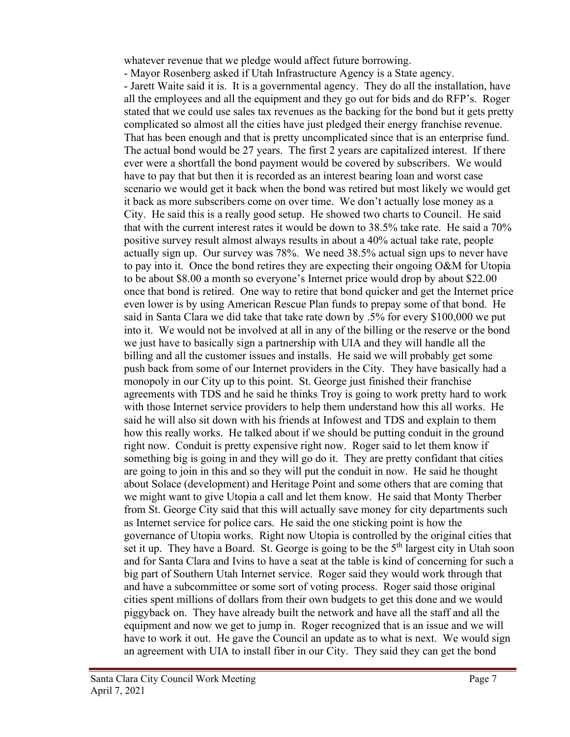whatever revenue that we pledge would affect future borrowing.

- Mayor Rosenberg asked if Utah Infrastructure Agency is a State agency.
- Jarett Waite said it is. It is a governmental agency. They do all the installation, have all the employees and all the equipment and they go out for bids and do RFP's. Roger stated that we could use sales tax revenues as the backing for the bond but it gets pretty complicated so almost all the cities have just pledged their energy franchise revenue. That has been enough and that is pretty uncomplicated since that is an enterprise fund. The actual bond would be 27 years. The first 2 years are capitalized interest. If there ever were a shortfall the bond payment would be covered by subscribers. We would have to pay that but then it is recorded as an interest bearing loan and worst case scenario we would get it back when the bond was retired but most likely we would get it back as more subscribers come on over time. We don't actually lose money as a City. He said this is a really good setup. He showed two charts to Council. He said that with the current interest rates it would be down to 38.5% take rate. He said a 70% positive survey result almost always results in about a 40% actual take rate, people actually sign up. Our survey was 78%. We need 38.5% actual sign ups to never have to pay into it. Once the bond retires they are expecting their ongoing O&M for Utopia to be about $8.00 a month so everyone's Internet price would drop by about $22.00 once that bond is retired. One way to retire that bond quicker and get the Internet price even lower is by using American Rescue Plan funds to prepay some of that bond. He said in Santa Clara we did take that take rate down by .5% for every $100,000 we put into it. We would not be involved at all in any of the billing or the reserve or the bond we just have to basically sign a partnership with UIA and they will handle all the billing and all the customer issues and installs. He said we will probably get some push back from some of our Internet providers in the City. They have basically had a monopoly in our City up to this point. St. George just finished their franchise agreements with TDS and he said he thinks Troy is going to work pretty hard to work with those Internet service providers to help them understand how this all works. He said he will also sit down with his friends at Infowest and TDS and explain to them how this really works. He talked about if we should be putting conduit in the ground right now. Conduit is pretty expensive right now. Roger said to let them know if something big is going in and they will go do it. They are pretty confidant that cities are going to join in this and so they will put the conduit in now. He said he thought about Solace (development) and Heritage Point and some others that are coming that we might want to give Utopia a call and let them know. He said that Monty Therber from St. George City said that this will actually save money for city departments such as Internet service for police cars. He said the one sticking point is how the governance of Utopia works. Right now Utopia is controlled by the original cities that set it up. They have a Board. St. George is going to be the 5th largest city in Utah soon and for Santa Clara and Ivins to have a seat at the table is kind of concerning for such a big part of Southern Utah Internet service. Roger said they would work through that and have a subcommittee or some sort of voting process. Roger said those original cities spent millions of dollars from their own budgets to get this done and we would piggyback on. They have already built the network and have all the staff and all the equipment and now we get to jump in. Roger recognized that is an issue and we will have to work it out. He gave the Council an update as to what is next. We would sign an agreement with UIA to install fiber in our City. They said they can get the bond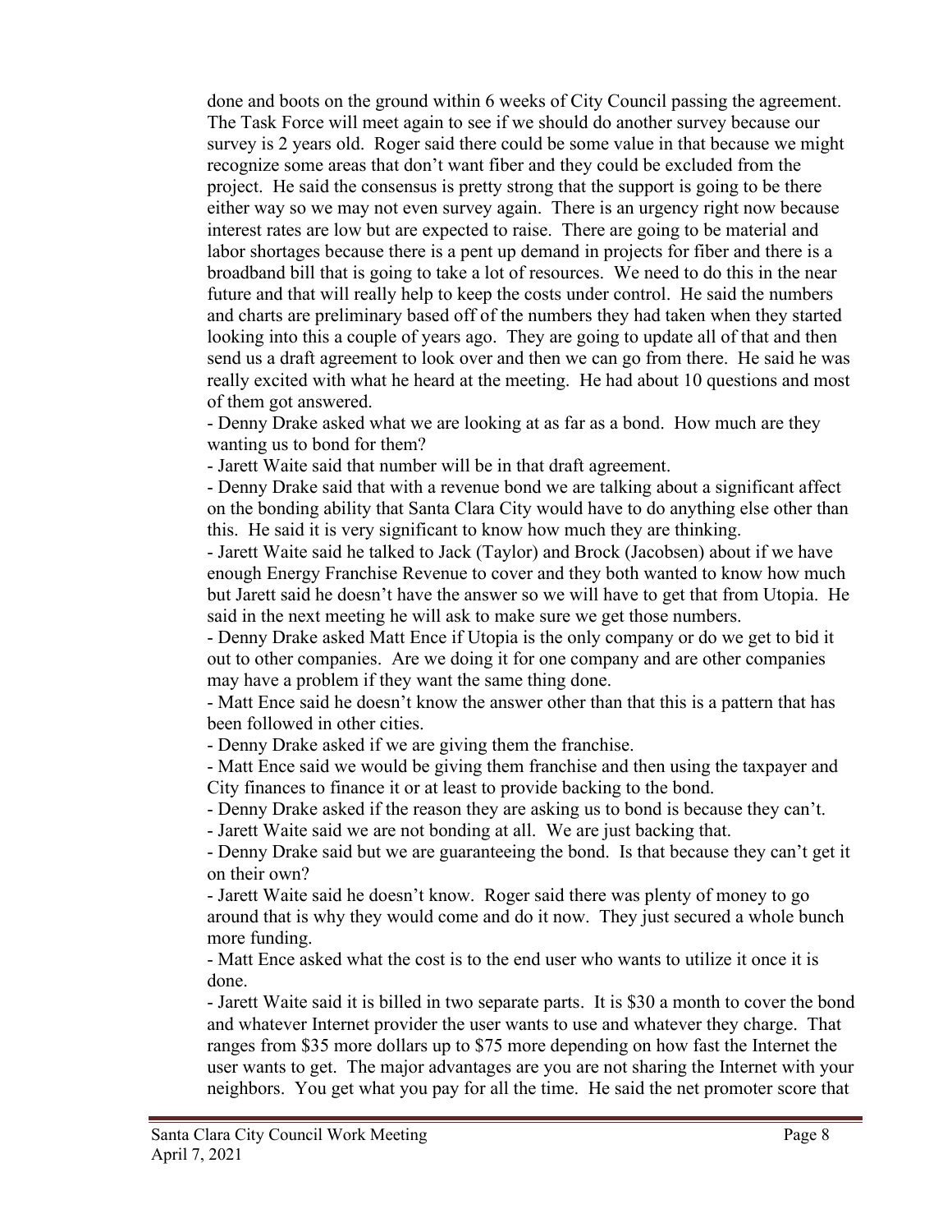done and boots on the ground within 6 weeks of City Council passing the agreement. The Task Force will meet again to see if we should do another survey because our survey is 2 years old. Roger said there could be some value in that because we might recognize some areas that don't want fiber and they could be excluded from the project. He said the consensus is pretty strong that the support is going to be there either way so we may not even survey again. There is an urgency right now because interest rates are low but are expected to raise. There are going to be material and labor shortages because there is a pent up demand in projects for fiber and there is a broadband bill that is going to take a lot of resources. We need to do this in the near future and that will really help to keep the costs under control. He said the numbers and charts are preliminary based off of the numbers they had taken when they started looking into this a couple of years ago. They are going to update all of that and then send us a draft agreement to look over and then we can go from there. He said he was really excited with what he heard at the meeting. He had about 10 questions and most of them got answered.

- Denny Drake asked what we are looking at as far as a bond. How much are they wanting us to bond for them?
- Jarett Waite said that number will be in that draft agreement.
- Denny Drake said that with a revenue bond we are talking about a significant affect on the bonding ability that Santa Clara City would have to do anything else other than this. He said it is very significant to know how much they are thinking.
- Jarett Waite said he talked to Jack (Taylor) and Brock (Jacobsen) about if we have enough Energy Franchise Revenue to cover and they both wanted to know how much but Jarett said he doesn't have the answer so we will have to get that from Utopia. He said in the next meeting he will ask to make sure we get those numbers.
- Denny Drake asked Matt Ence if Utopia is the only company or do we get to bid it out to other companies. Are we doing it for one company and are other companies may have a problem if they want the same thing done.
- Matt Ence said he doesn't know the answer other than that this is a pattern that has been followed in other cities.
- Denny Drake asked if we are giving them the franchise.
- Matt Ence said we would be giving them franchise and then using the taxpayer and City finances to finance it or at least to provide backing to the bond.
- Denny Drake asked if the reason they are asking us to bond is because they can't.
- Jarett Waite said we are not bonding at all. We are just backing that.
- Denny Drake said but we are guaranteeing the bond. Is that because they can't get it on their own?
- Jarett Waite said he doesn't know. Roger said there was plenty of money to go around that is why they would come and do it now. They just secured a whole bunch more funding.
- Matt Ence asked what the cost is to the end user who wants to utilize it once it is done.
- Jarett Waite said it is billed in two separate parts. It is $30 a month to cover the bond and whatever Internet provider the user wants to use and whatever they charge. That ranges from $35 more dollars up to $75 more depending on how fast the Internet the user wants to get. The major advantages are you are not sharing the Internet with your neighbors. You get what you pay for all the time. He said the net promoter score that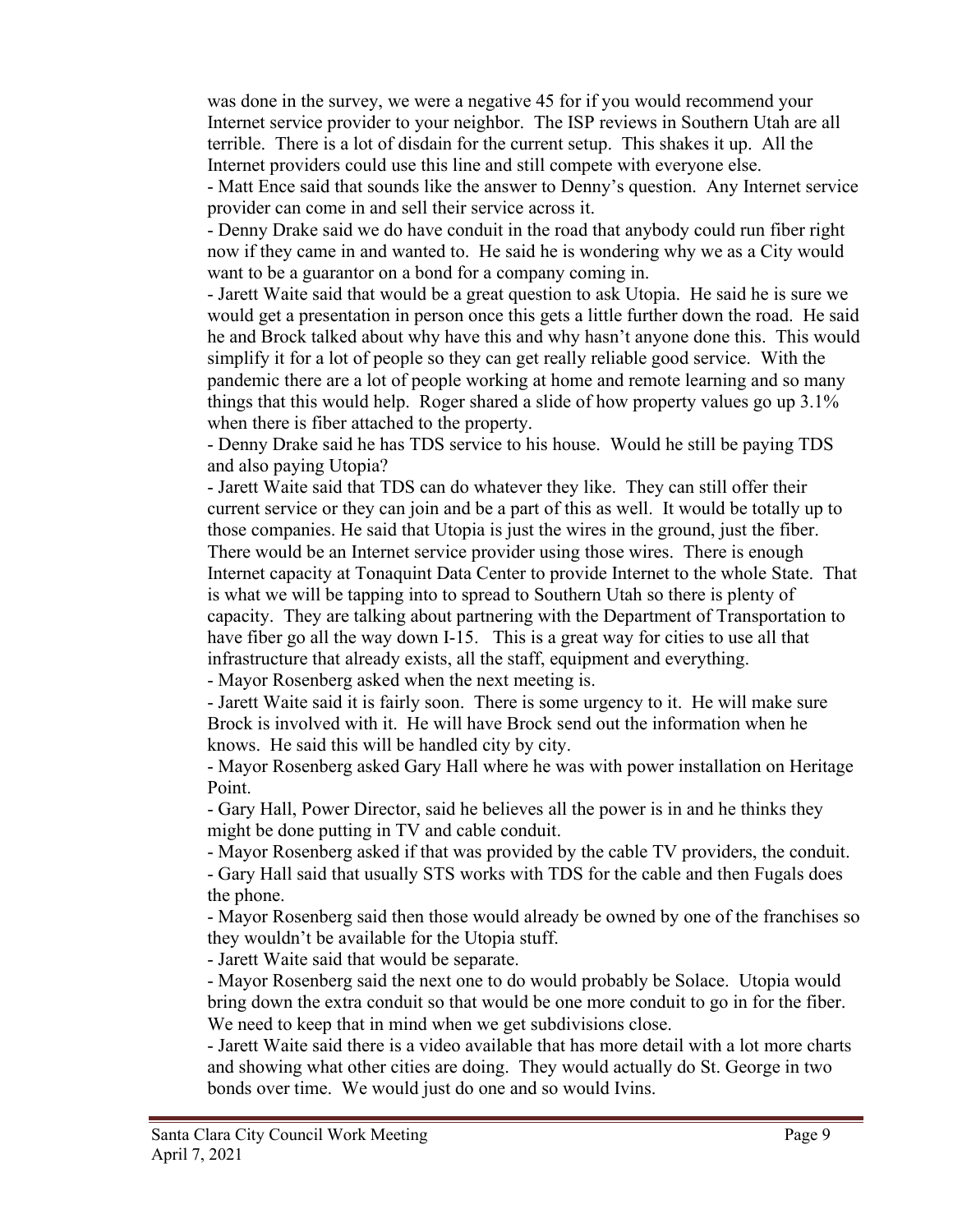was done in the survey, we were a negative 45 for if you would recommend your Internet service provider to your neighbor. The ISP reviews in Southern Utah are all terrible. There is a lot of disdain for the current setup. This shakes it up. All the Internet providers could use this line and still compete with everyone else.

- Matt Ence said that sounds like the answer to Denny's question. Any Internet service provider can come in and sell their service across it.
- Denny Drake said we do have conduit in the road that anybody could run fiber right now if they came in and wanted to. He said he is wondering why we as a City would want to be a guarantor on a bond for a company coming in.
- Jarett Waite said that would be a great question to ask Utopia. He said he is sure we would get a presentation in person once this gets a little further down the road. He said he and Brock talked about why have this and why hasn't anyone done this. This would simplify it for a lot of people so they can get really reliable good service. With the pandemic there are a lot of people working at home and remote learning and so many things that this would help. Roger shared a slide of how property values go up 3.1% when there is fiber attached to the property.
- Denny Drake said he has TDS service to his house. Would he still be paying TDS and also paying Utopia?
- Jarett Waite said that TDS can do whatever they like. They can still offer their current service or they can join and be a part of this as well. It would be totally up to those companies. He said that Utopia is just the wires in the ground, just the fiber. There would be an Internet service provider using those wires. There is enough Internet capacity at Tonaquint Data Center to provide Internet to the whole State. That is what we will be tapping into to spread to Southern Utah so there is plenty of capacity. They are talking about partnering with the Department of Transportation to have fiber go all the way down I-15. This is a great way for cities to use all that infrastructure that already exists, all the staff, equipment and everything.
- Mayor Rosenberg asked when the next meeting is.
- Jarett Waite said it is fairly soon. There is some urgency to it. He will make sure Brock is involved with it. He will have Brock send out the information when he knows. He said this will be handled city by city.
- Mayor Rosenberg asked Gary Hall where he was with power installation on Heritage Point.
- Gary Hall, Power Director, said he believes all the power is in and he thinks they might be done putting in TV and cable conduit.
- Mayor Rosenberg asked if that was provided by the cable TV providers, the conduit.
- Gary Hall said that usually STS works with TDS for the cable and then Fugals does the phone.
- Mayor Rosenberg said then those would already be owned by one of the franchises so they wouldn't be available for the Utopia stuff.
- Jarett Waite said that would be separate.
- Mayor Rosenberg said the next one to do would probably be Solace. Utopia would bring down the extra conduit so that would be one more conduit to go in for the fiber. We need to keep that in mind when we get subdivisions close.
- Jarett Waite said there is a video available that has more detail with a lot more charts and showing what other cities are doing. They would actually do St. George in two bonds over time. We would just do one and so would Ivins.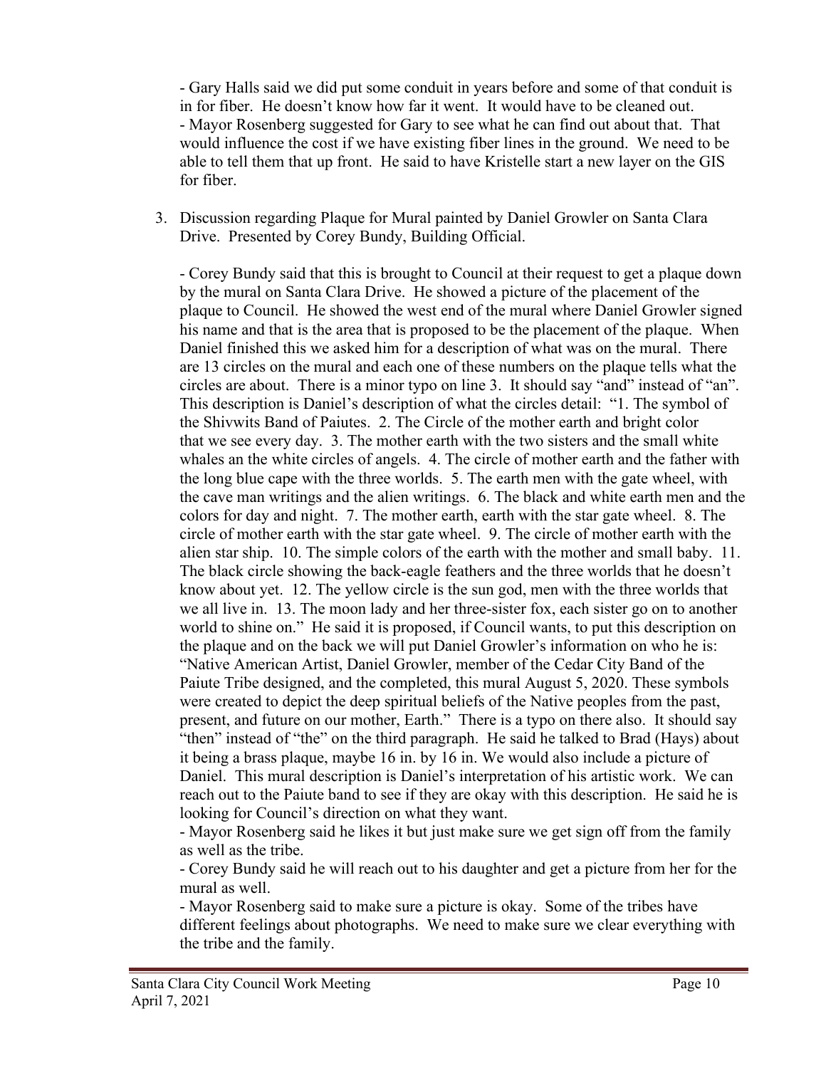- Gary Halls said we did put some conduit in years before and some of that conduit is in for fiber. He doesn't know how far it went. It would have to be cleaned out.
- Mayor Rosenberg suggested for Gary to see what he can find out about that. That would influence the cost if we have existing fiber lines in the ground. We need to be able to tell them that up front. He said to have Kristelle start a new layer on the GIS for fiber.

3. Discussion regarding Plaque for Mural painted by Daniel Growler on Santa Clara Drive. Presented by Corey Bundy, Building Official.

   - Corey Bundy said that this is brought to Council at their request to get a plaque down by the mural on Santa Clara Drive. He showed a picture of the placement of the plaque to Council. He showed the west end of the mural where Daniel Growler signed his name and that is the area that is proposed to be the placement of the plaque. When Daniel finished this we asked him for a description of what was on the mural. There are 13 circles on the mural and each one of these numbers on the plaque tells what the circles are about. There is a minor typo on line 3. It should say "and" instead of "an". This description is Daniel's description of what the circles detail: "1. The symbol of the Shivwits Band of Paiutes. 2. The Circle of the mother earth and bright color that we see every day. 3. The mother earth with the two sisters and the small white whales an the white circles of angels. 4. The circle of mother earth and the father with the long blue cape with the three worlds. 5. The earth men with the gate wheel, with the cave man writings and the alien writings. 6. The black and white earth men and the colors for day and night. 7. The mother earth, earth with the star gate wheel. 8. The circle of mother earth with the star gate wheel. 9. The circle of mother earth with the alien star ship. 10. The simple colors of the earth with the mother and small baby. 11. The black circle showing the back-eagle feathers and the three worlds that he doesn't know about yet. 12. The yellow circle is the sun god, men with the three worlds that we all live in. 13. The moon lady and her three-sister fox, each sister go on to another world to shine on." He said it is proposed, if Council wants, to put this description on the plaque and on the back we will put Daniel Growler's information on who he is: "Native American Artist, Daniel Growler, member of the Cedar City Band of the Paiute Tribe designed, and the completed, this mural August 5, 2020. These symbols were created to depict the deep spiritual beliefs of the Native peoples from the past, present, and future on our mother, Earth." There is a typo on there also. It should say "then" instead of "the" on the third paragraph. He said he talked to Brad (Hays) about it being a brass plaque, maybe 16 in. by 16 in. We would also include a picture of Daniel. This mural description is Daniel's interpretation of his artistic work. We can reach out to the Paiute band to see if they are okay with this description. He said he is looking for Council's direction on what they want.
   - Mayor Rosenberg said he likes it but just make sure we get sign off from the family as well as the tribe.
   - Corey Bundy said he will reach out to his daughter and get a picture from her for the mural as well.
   - Mayor Rosenberg said to make sure a picture is okay. Some of the tribes have different feelings about photographs. We need to make sure we clear everything with the tribe and the family.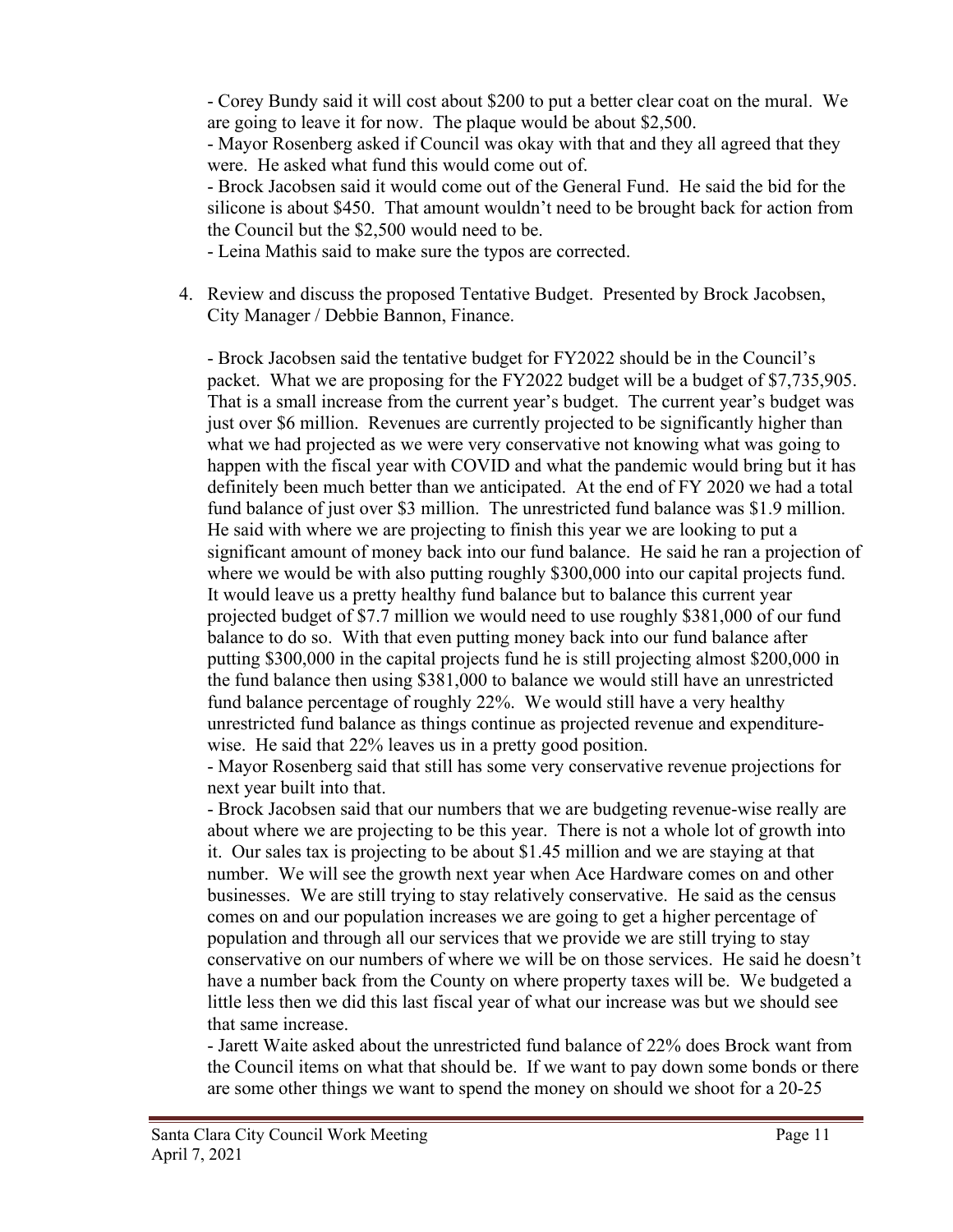- Corey Bundy said it will cost about $200 to put a better clear coat on the mural. We are going to leave it for now. The plaque would be about $2,500.
- Mayor Rosenberg asked if Council was okay with that and they all agreed that they were. He asked what fund this would come out of.
- Brock Jacobsen said it would come out of the General Fund. He said the bid for the silicone is about $450. That amount wouldn't need to be brought back for action from the Council but the $2,500 would need to be.
- Leina Mathis said to make sure the typos are corrected.

4. Review and discuss the proposed Tentative Budget. Presented by Brock Jacobsen, City Manager / Debbie Bannon, Finance.

   - Brock Jacobsen said the tentative budget for FY2022 should be in the Council's packet. What we are proposing for the FY2022 budget will be a budget of $7,735,905. That is a small increase from the current year's budget. The current year's budget was just over $6 million. Revenues are currently projected to be significantly higher than what we had projected as we were very conservative not knowing what was going to happen with the fiscal year with COVID and what the pandemic would bring but it has definitely been much better than we anticipated. At the end of FY 2020 we had a total fund balance of just over $3 million. The unrestricted fund balance was $1.9 million. He said with where we are projecting to finish this year we are looking to put a significant amount of money back into our fund balance. He said he ran a projection of where we would be with also putting roughly $300,000 into our capital projects fund. It would leave us a pretty healthy fund balance but to balance this current year projected budget of $7.7 million we would need to use roughly $381,000 of our fund balance to do so. With that even putting money back into our fund balance after putting $300,000 in the capital projects fund he is still projecting almost $200,000 in the fund balance then using $381,000 to balance we would still have an unrestricted fund balance percentage of roughly 22%. We would still have a very healthy unrestricted fund balance as things continue as projected revenue and expenditure-wise. He said that 22% leaves us in a pretty good position.
   - Mayor Rosenberg said that still has some very conservative revenue projections for next year built into that.
   - Brock Jacobsen said that our numbers that we are budgeting revenue-wise really are about where we are projecting to be this year. There is not a whole lot of growth into it. Our sales tax is projecting to be about $1.45 million and we are staying at that number. We will see the growth next year when Ace Hardware comes on and other businesses. We are still trying to stay relatively conservative. He said as the census comes on and our population increases we are going to get a higher percentage of population and through all our services that we provide we are still trying to stay conservative on our numbers of where we will be on those services. He said he doesn't have a number back from the County on where property taxes will be. We budgeted a little less then we did this last fiscal year of what our increase was but we should see that same increase.
   - Jarett Waite asked about the unrestricted fund balance of 22% does Brock want from the Council items on what that should be. If we want to pay down some bonds or there are some other things we want to spend the money on should we shoot for a 20-25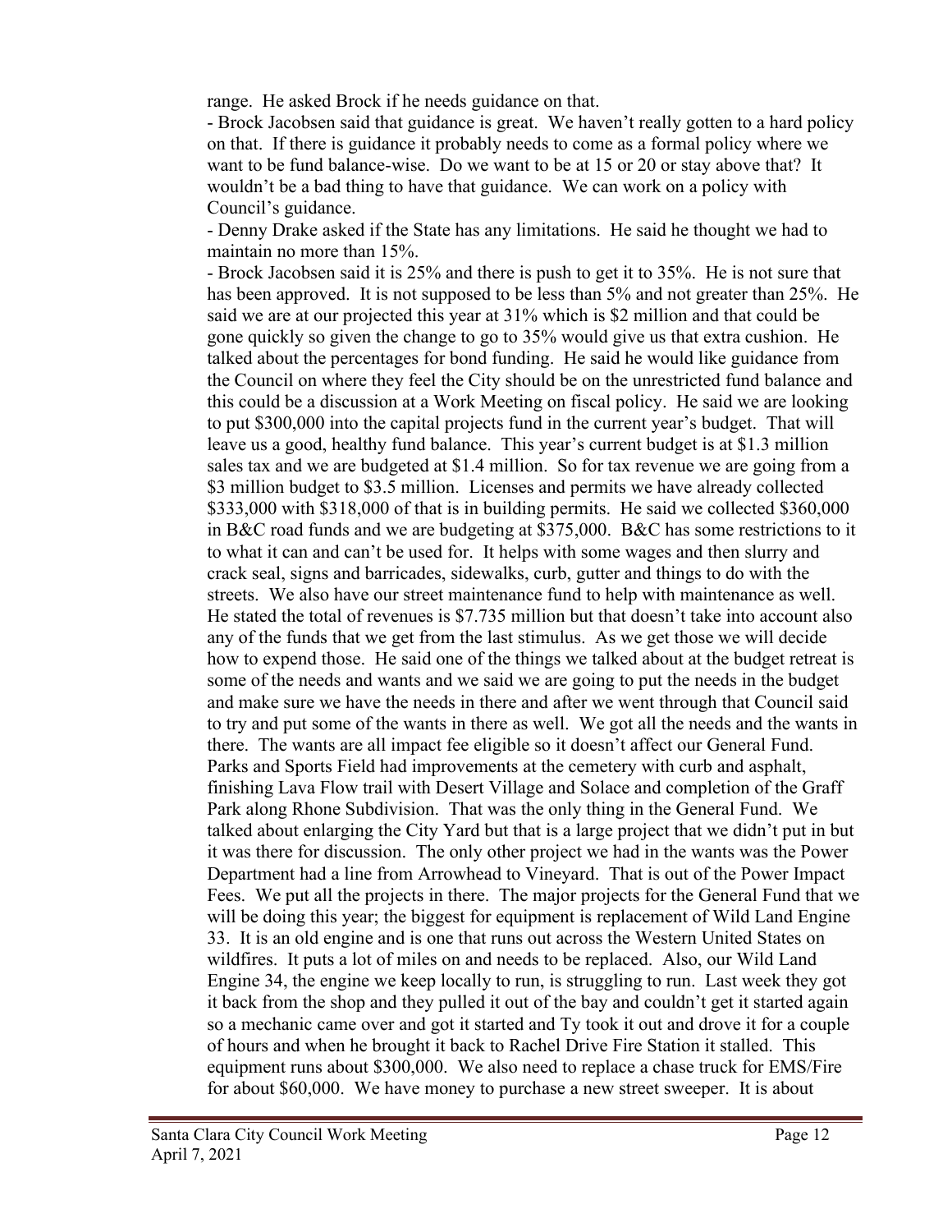range. He asked Brock if he needs guidance on that.

- Brock Jacobsen said that guidance is great. We haven't really gotten to a hard policy on that. If there is guidance it probably needs to come as a formal policy where we want to be fund balance-wise. Do we want to be at 15 or 20 or stay above that? It wouldn't be a bad thing to have that guidance. We can work on a policy with Council's guidance.
- Denny Drake asked if the State has any limitations. He said he thought we had to maintain no more than 15%.
- Brock Jacobsen said it is 25% and there is push to get it to 35%. He is not sure that has been approved. It is not supposed to be less than 5% and not greater than 25%. He said we are at our projected this year at 31% which is $2 million and that could be gone quickly so given the change to go to 35% would give us that extra cushion. He talked about the percentages for bond funding. He said he would like guidance from the Council on where they feel the City should be on the unrestricted fund balance and this could be a discussion at a Work Meeting on fiscal policy. He said we are looking to put $300,000 into the capital projects fund in the current year's budget. That will leave us a good, healthy fund balance. This year's current budget is at $1.3 million sales tax and we are budgeted at $1.4 million. So for tax revenue we are going from a $3 million budget to $3.5 million. Licenses and permits we have already collected $333,000 with $318,000 of that is in building permits. He said we collected $360,000 in B&C road funds and we are budgeting at $375,000. B&C has some restrictions to it to what it can and can't be used for. It helps with some wages and then slurry and crack seal, signs and barricades, sidewalks, curb, gutter and things to do with the streets. We also have our street maintenance fund to help with maintenance as well. He stated the total of revenues is $7.735 million but that doesn't take into account also any of the funds that we get from the last stimulus. As we get those we will decide how to expend those. He said one of the things we talked about at the budget retreat is some of the needs and wants and we said we are going to put the needs in the budget and make sure we have the needs in there and after we went through that Council said to try and put some of the wants in there as well. We got all the needs and the wants in there. The wants are all impact fee eligible so it doesn't affect our General Fund. Parks and Sports Field had improvements at the cemetery with curb and asphalt, finishing Lava Flow trail with Desert Village and Solace and completion of the Graff Park along Rhone Subdivision. That was the only thing in the General Fund. We talked about enlarging the City Yard but that is a large project that we didn't put in but it was there for discussion. The only other project we had in the wants was the Power Department had a line from Arrowhead to Vineyard. That is out of the Power Impact Fees. We put all the projects in there. The major projects for the General Fund that we will be doing this year; the biggest for equipment is replacement of Wild Land Engine 33. It is an old engine and is one that runs out across the Western United States on wildfires. It puts a lot of miles on and needs to be replaced. Also, our Wild Land Engine 34, the engine we keep locally to run, is struggling to run. Last week they got it back from the shop and they pulled it out of the bay and couldn't get it started again so a mechanic came over and got it started and Ty took it out and drove it for a couple of hours and when he brought it back to Rachel Drive Fire Station it stalled. This equipment runs about $300,000. We also need to replace a chase truck for EMS/Fire for about $60,000. We have money to purchase a new street sweeper. It is about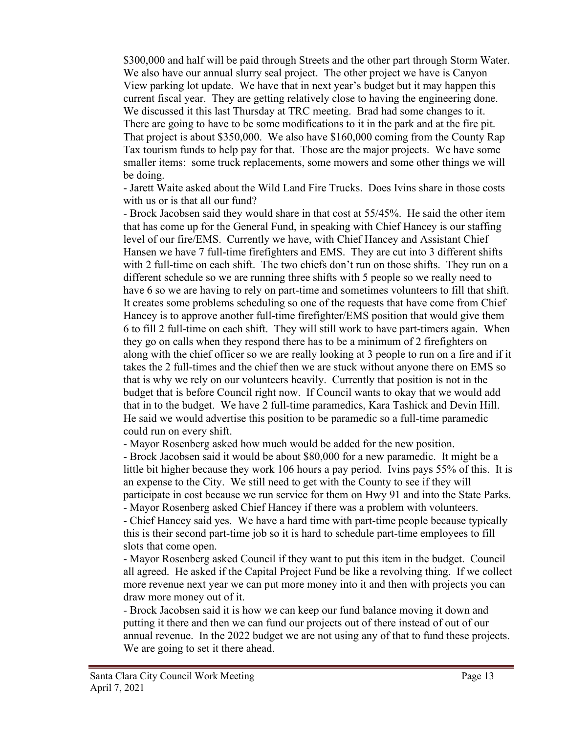\$300,000 and half will be paid through Streets and the other part through Storm Water. We also have our annual slurry seal project. The other project we have is Canyon View parking lot update. We have that in next year's budget but it may happen this current fiscal year. They are getting relatively close to having the engineering done. We discussed it this last Thursday at TRC meeting. Brad had some changes to it. There are going to have to be some modifications to it in the park and at the fire pit. That project is about \$350,000. We also have \$160,000 coming from the County Rap Tax tourism funds to help pay for that. Those are the major projects. We have some smaller items: some truck replacements, some mowers and some other things we will be doing.

- Jarett Waite asked about the Wild Land Fire Trucks. Does Ivins share in those costs with us or is that all our fund?
- Brock Jacobsen said they would share in that cost at 55/45%. He said the other item that has come up for the General Fund, in speaking with Chief Hancey is our staffing level of our fire/EMS. Currently we have, with Chief Hancey and Assistant Chief Hansen we have 7 full-time firefighters and EMS. They are cut into 3 different shifts with 2 full-time on each shift. The two chiefs don't run on those shifts. They run on a different schedule so we are running three shifts with 5 people so we really need to have 6 so we are having to rely on part-time and sometimes volunteers to fill that shift. It creates some problems scheduling so one of the requests that have come from Chief Hancey is to approve another full-time firefighter/EMS position that would give them 6 to fill 2 full-time on each shift. They will still work to have part-timers again. When they go on calls when they respond there has to be a minimum of 2 firefighters on along with the chief officer so we are really looking at 3 people to run on a fire and if it takes the 2 full-times and the chief then we are stuck without anyone there on EMS so that is why we rely on our volunteers heavily. Currently that position is not in the budget that is before Council right now. If Council wants to okay that we would add that in to the budget. We have 2 full-time paramedics, Kara Tashick and Devin Hill. He said we would advertise this position to be paramedic so a full-time paramedic could run on every shift.
- Mayor Rosenberg asked how much would be added for the new position.
- Brock Jacobsen said it would be about \$80,000 for a new paramedic. It might be a little bit higher because they work 106 hours a pay period. Ivins pays 55% of this. It is an expense to the City. We still need to get with the County to see if they will participate in cost because we run service for them on Hwy 91 and into the State Parks.
- Mayor Rosenberg asked Chief Hancey if there was a problem with volunteers.
- Chief Hancey said yes. We have a hard time with part-time people because typically this is their second part-time job so it is hard to schedule part-time employees to fill slots that come open.
- Mayor Rosenberg asked Council if they want to put this item in the budget. Council all agreed. He asked if the Capital Project Fund be like a revolving thing. If we collect more revenue next year we can put more money into it and then with projects you can draw more money out of it.
- Brock Jacobsen said it is how we can keep our fund balance moving it down and putting it there and then we can fund our projects out of there instead of out of our annual revenue. In the 2022 budget we are not using any of that to fund these projects. We are going to set it there ahead.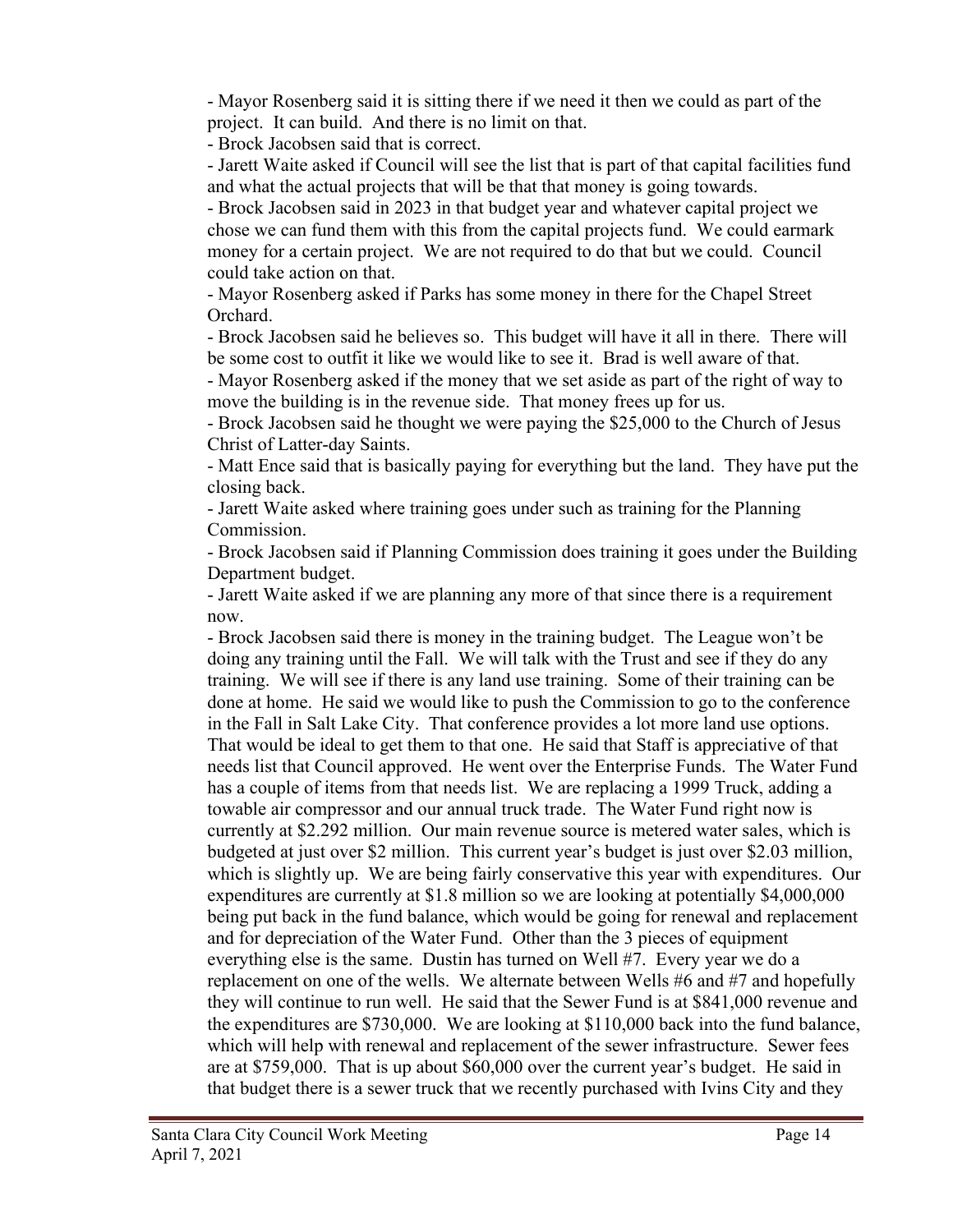- Mayor Rosenberg said it is sitting there if we need it then we could as part of the project. It can build. And there is no limit on that.
- Brock Jacobsen said that is correct.
- Jarett Waite asked if Council will see the list that is part of that capital facilities fund and what the actual projects that will be that that money is going towards.
- Brock Jacobsen said in 2023 in that budget year and whatever capital project we chose we can fund them with this from the capital projects fund. We could earmark money for a certain project. We are not required to do that but we could. Council could take action on that.
- Mayor Rosenberg asked if Parks has some money in there for the Chapel Street Orchard.
- Brock Jacobsen said he believes so. This budget will have it all in there. There will be some cost to outfit it like we would like to see it. Brad is well aware of that.
- Mayor Rosenberg asked if the money that we set aside as part of the right of way to move the building is in the revenue side. That money frees up for us.
- Brock Jacobsen said he thought we were paying the $25,000 to the Church of Jesus Christ of Latter-day Saints.
- Matt Ence said that is basically paying for everything but the land. They have put the closing back.
- Jarett Waite asked where training goes under such as training for the Planning Commission.
- Brock Jacobsen said if Planning Commission does training it goes under the Building Department budget.
- Jarett Waite asked if we are planning any more of that since there is a requirement now.
- Brock Jacobsen said there is money in the training budget. The League won't be doing any training until the Fall. We will talk with the Trust and see if they do any training. We will see if there is any land use training. Some of their training can be done at home. He said we would like to push the Commission to go to the conference in the Fall in Salt Lake City. That conference provides a lot more land use options. That would be ideal to get them to that one. He said that Staff is appreciative of that needs list that Council approved. He went over the Enterprise Funds. The Water Fund has a couple of items from that needs list. We are replacing a 1999 Truck, adding a towable air compressor and our annual truck trade. The Water Fund right now is currently at $2.292 million. Our main revenue source is metered water sales, which is budgeted at just over $2 million. This current year's budget is just over $2.03 million, which is slightly up. We are being fairly conservative this year with expenditures. Our expenditures are currently at $1.8 million so we are looking at potentially $4,000,000 being put back in the fund balance, which would be going for renewal and replacement and for depreciation of the Water Fund. Other than the 3 pieces of equipment everything else is the same. Dustin has turned on Well #7. Every year we do a replacement on one of the wells. We alternate between Wells #6 and #7 and hopefully they will continue to run well. He said that the Sewer Fund is at $841,000 revenue and the expenditures are $730,000. We are looking at $110,000 back into the fund balance, which will help with renewal and replacement of the sewer infrastructure. Sewer fees are at $759,000. That is up about $60,000 over the current year's budget. He said in that budget there is a sewer truck that we recently purchased with Ivins City and they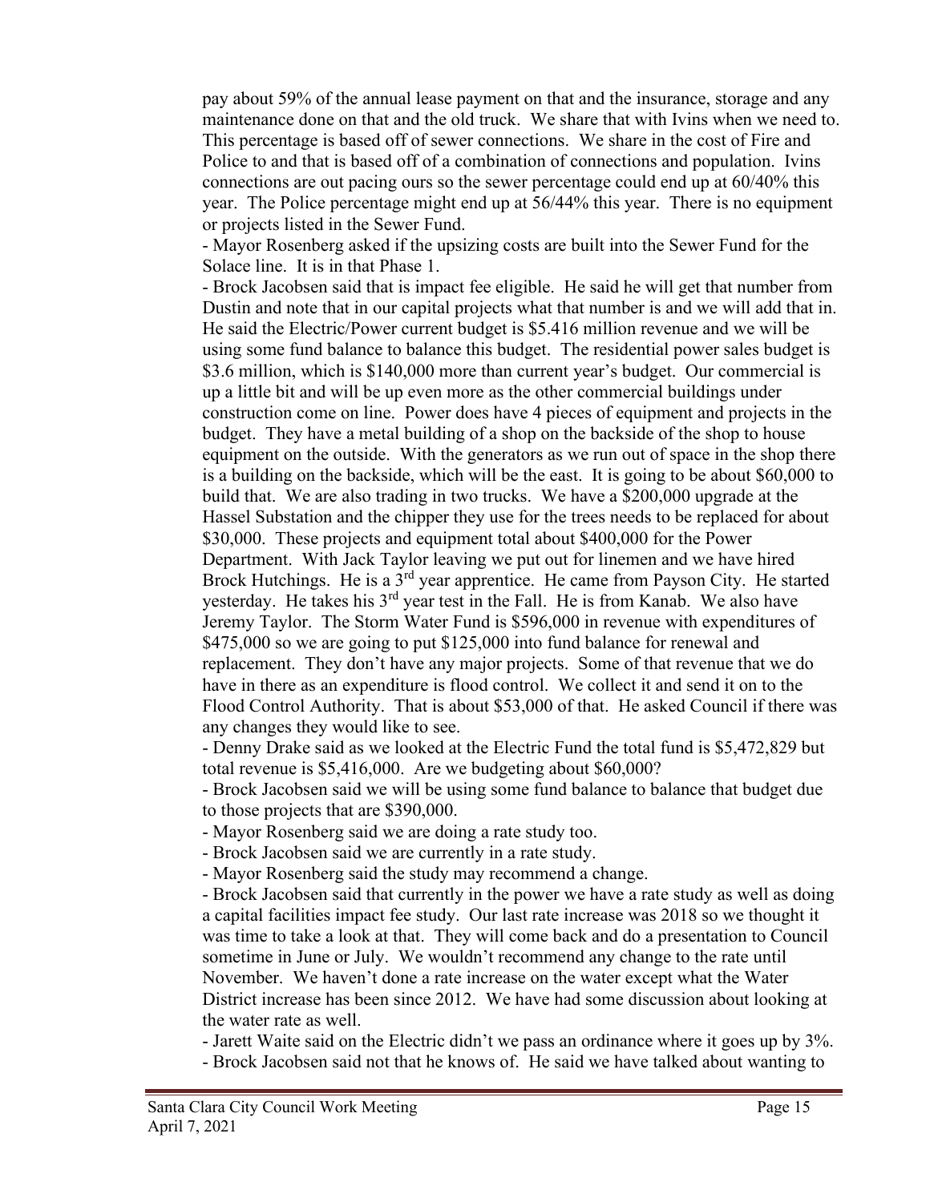pay about 59% of the annual lease payment on that and the insurance, storage and any maintenance done on that and the old truck. We share that with Ivins when we need to. This percentage is based off of sewer connections. We share in the cost of Fire and Police to and that is based off of a combination of connections and population. Ivins connections are out pacing ours so the sewer percentage could end up at 60/40% this year. The Police percentage might end up at 56/44% this year. There is no equipment or projects listed in the Sewer Fund.

- Mayor Rosenberg asked if the upsizing costs are built into the Sewer Fund for the Solace line. It is in that Phase 1.
- Brock Jacobsen said that is impact fee eligible. He said he will get that number from Dustin and note that in our capital projects what that number is and we will add that in. He said the Electric/Power current budget is $5.416 million revenue and we will be using some fund balance to balance this budget. The residential power sales budget is $3.6 million, which is $140,000 more than current year's budget. Our commercial is up a little bit and will be up even more as the other commercial buildings under construction come on line. Power does have 4 pieces of equipment and projects in the budget. They have a metal building of a shop on the backside of the shop to house equipment on the outside. With the generators as we run out of space in the shop there is a building on the backside, which will be the east. It is going to be about $60,000 to build that. We are also trading in two trucks. We have a $200,000 upgrade at the Hassel Substation and the chipper they use for the trees needs to be replaced for about $30,000. These projects and equipment total about $400,000 for the Power Department. With Jack Taylor leaving we put out for linemen and we have hired Brock Hutchings. He is a 3rd year apprentice. He came from Payson City. He started yesterday. He takes his 3rd year test in the Fall. He is from Kanab. We also have Jeremy Taylor. The Storm Water Fund is $596,000 in revenue with expenditures of $475,000 so we are going to put $125,000 into fund balance for renewal and replacement. They don't have any major projects. Some of that revenue that we do have in there as an expenditure is flood control. We collect it and send it on to the Flood Control Authority. That is about $53,000 of that. He asked Council if there was any changes they would like to see.
- Denny Drake said as we looked at the Electric Fund the total fund is $5,472,829 but total revenue is $5,416,000. Are we budgeting about $60,000?
- Brock Jacobsen said we will be using some fund balance to balance that budget due to those projects that are $390,000.
- Mayor Rosenberg said we are doing a rate study too.
- Brock Jacobsen said we are currently in a rate study.
- Mayor Rosenberg said the study may recommend a change.
- Brock Jacobsen said that currently in the power we have a rate study as well as doing a capital facilities impact fee study. Our last rate increase was 2018 so we thought it was time to take a look at that. They will come back and do a presentation to Council sometime in June or July. We wouldn't recommend any change to the rate until November. We haven't done a rate increase on the water except what the Water District increase has been since 2012. We have had some discussion about looking at the water rate as well.
- Jarett Waite said on the Electric didn't we pass an ordinance where it goes up by 3%.
- Brock Jacobsen said not that he knows of. He said we have talked about wanting to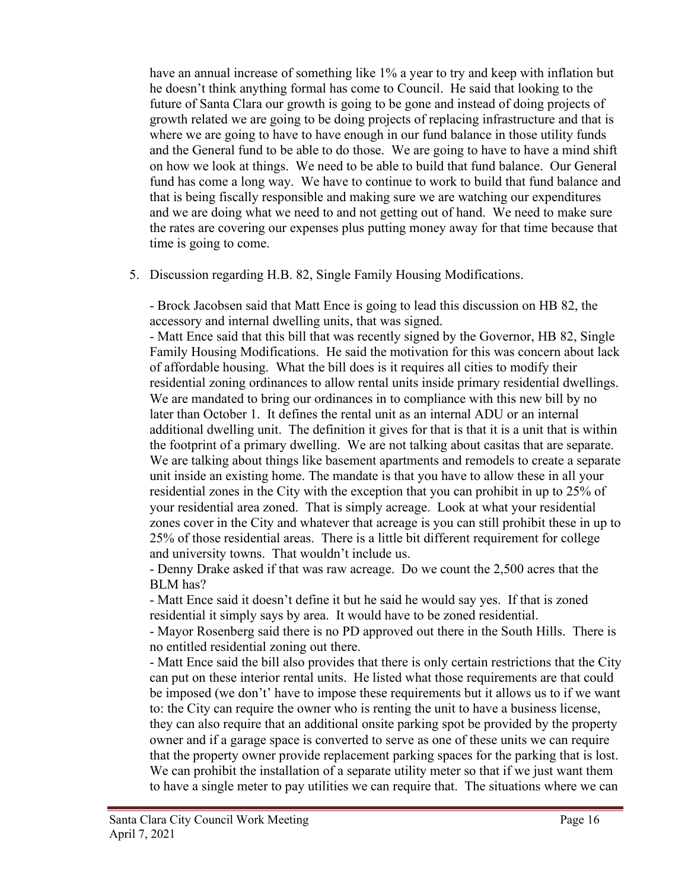have an annual increase of something like 1% a year to try and keep with inflation but he doesn't think anything formal has come to Council. He said that looking to the future of Santa Clara our growth is going to be gone and instead of doing projects of growth related we are going to be doing projects of replacing infrastructure and that is where we are going to have to have enough in our fund balance in those utility funds and the General fund to be able to do those. We are going to have to have a mind shift on how we look at things. We need to be able to build that fund balance. Our General fund has come a long way. We have to continue to work to build that fund balance and that is being fiscally responsible and making sure we are watching our expenditures and we are doing what we need to and not getting out of hand. We need to make sure the rates are covering our expenses plus putting money away for that time because that time is going to come.

5. Discussion regarding H.B. 82, Single Family Housing Modifications.

   - Brock Jacobsen said that Matt Ence is going to lead this discussion on HB 82, the accessory and internal dwelling units, that was signed.
   - Matt Ence said that this bill that was recently signed by the Governor, HB 82, Single Family Housing Modifications. He said the motivation for this was concern about lack of affordable housing. What the bill does is it requires all cities to modify their residential zoning ordinances to allow rental units inside primary residential dwellings. We are mandated to bring our ordinances in to compliance with this new bill by no later than October 1. It defines the rental unit as an internal ADU or an internal additional dwelling unit. The definition it gives for that is that it is a unit that is within the footprint of a primary dwelling. We are not talking about casitas that are separate. We are talking about things like basement apartments and remodels to create a separate unit inside an existing home. The mandate is that you have to allow these in all your residential zones in the City with the exception that you can prohibit in up to 25% of your residential area zoned. That is simply acreage. Look at what your residential zones cover in the City and whatever that acreage is you can still prohibit these in up to 25% of those residential areas. There is a little bit different requirement for college and university towns. That wouldn't include us.
   - Denny Drake asked if that was raw acreage. Do we count the 2,500 acres that the BLM has?
   - Matt Ence said it doesn't define it but he said he would say yes. If that is zoned residential it simply says by area. It would have to be zoned residential.
   - Mayor Rosenberg said there is no PD approved out there in the South Hills. There is no entitled residential zoning out there.
   - Matt Ence said the bill also provides that there is only certain restrictions that the City can put on these interior rental units. He listed what those requirements are that could be imposed (we don't' have to impose these requirements but it allows us to if we want to: the City can require the owner who is renting the unit to have a business license, they can also require that an additional onsite parking spot be provided by the property owner and if a garage space is converted to serve as one of these units we can require that the property owner provide replacement parking spaces for the parking that is lost. We can prohibit the installation of a separate utility meter so that if we just want them to have a single meter to pay utilities we can require that. The situations where we can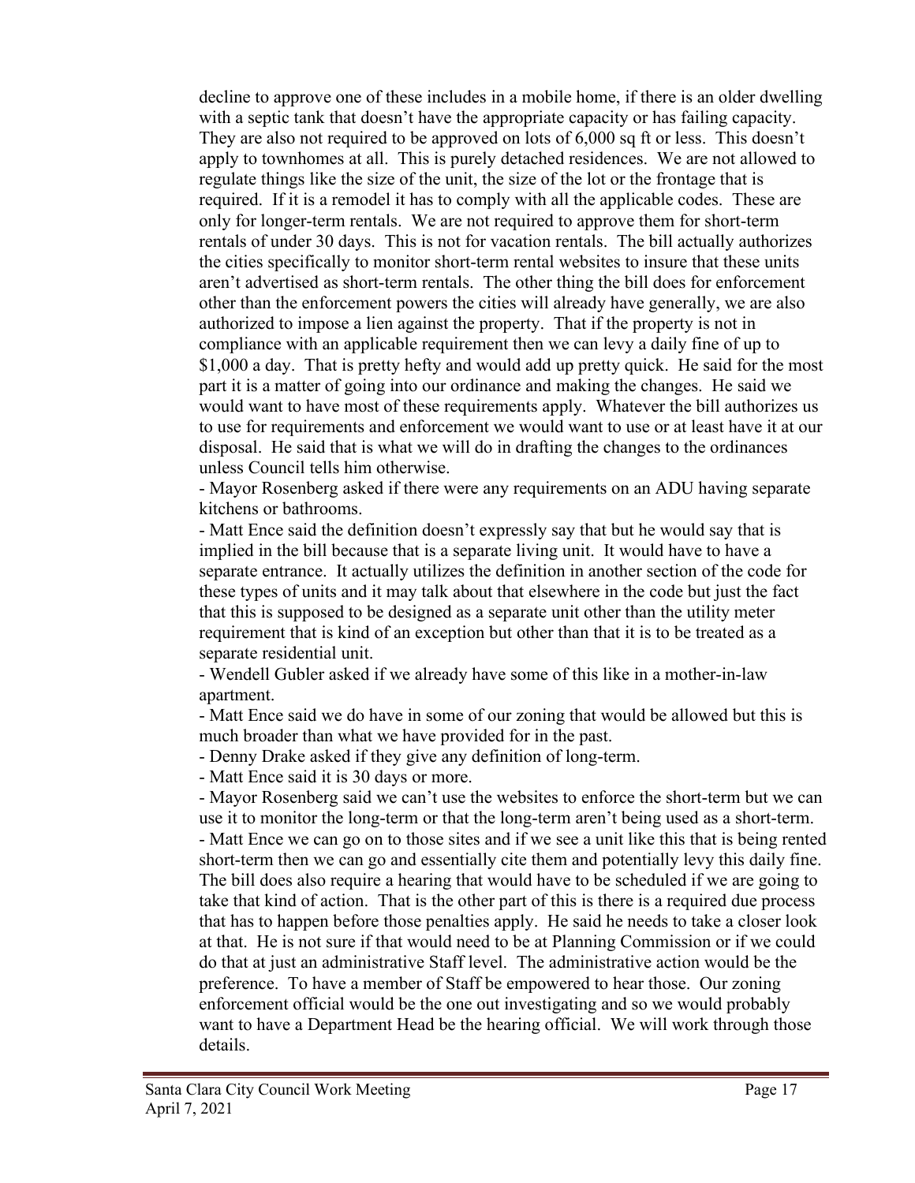decline to approve one of these includes in a mobile home, if there is an older dwelling with a septic tank that doesn't have the appropriate capacity or has failing capacity. They are also not required to be approved on lots of 6,000 sq ft or less. This doesn't apply to townhomes at all. This is purely detached residences. We are not allowed to regulate things like the size of the unit, the size of the lot or the frontage that is required. If it is a remodel it has to comply with all the applicable codes. These are only for longer-term rentals. We are not required to approve them for short-term rentals of under 30 days. This is not for vacation rentals. The bill actually authorizes the cities specifically to monitor short-term rental websites to insure that these units aren't advertised as short-term rentals. The other thing the bill does for enforcement other than the enforcement powers the cities will already have generally, we are also authorized to impose a lien against the property. That if the property is not in compliance with an applicable requirement then we can levy a daily fine of up to $1,000 a day. That is pretty hefty and would add up pretty quick. He said for the most part it is a matter of going into our ordinance and making the changes. He said we would want to have most of these requirements apply. Whatever the bill authorizes us to use for requirements and enforcement we would want to use or at least have it at our disposal. He said that is what we will do in drafting the changes to the ordinances unless Council tells him otherwise.

- Mayor Rosenberg asked if there were any requirements on an ADU having separate kitchens or bathrooms.
- Matt Ence said the definition doesn't expressly say that but he would say that is implied in the bill because that is a separate living unit. It would have to have a separate entrance. It actually utilizes the definition in another section of the code for these types of units and it may talk about that elsewhere in the code but just the fact that this is supposed to be designed as a separate unit other than the utility meter requirement that is kind of an exception but other than that it is to be treated as a separate residential unit.
- Wendell Gubler asked if we already have some of this like in a mother-in-law apartment.
- Matt Ence said we do have in some of our zoning that would be allowed but this is much broader than what we have provided for in the past.
- Denny Drake asked if they give any definition of long-term.
- Matt Ence said it is 30 days or more.
- Mayor Rosenberg said we can't use the websites to enforce the short-term but we can use it to monitor the long-term or that the long-term aren't being used as a short-term.
- Matt Ence we can go on to those sites and if we see a unit like this that is being rented short-term then we can go and essentially cite them and potentially levy this daily fine. The bill does also require a hearing that would have to be scheduled if we are going to take that kind of action. That is the other part of this is there is a required due process that has to happen before those penalties apply. He said he needs to take a closer look at that. He is not sure if that would need to be at Planning Commission or if we could do that at just an administrative Staff level. The administrative action would be the preference. To have a member of Staff be empowered to hear those. Our zoning enforcement official would be the one out investigating and so we would probably want to have a Department Head be the hearing official. We will work through those details.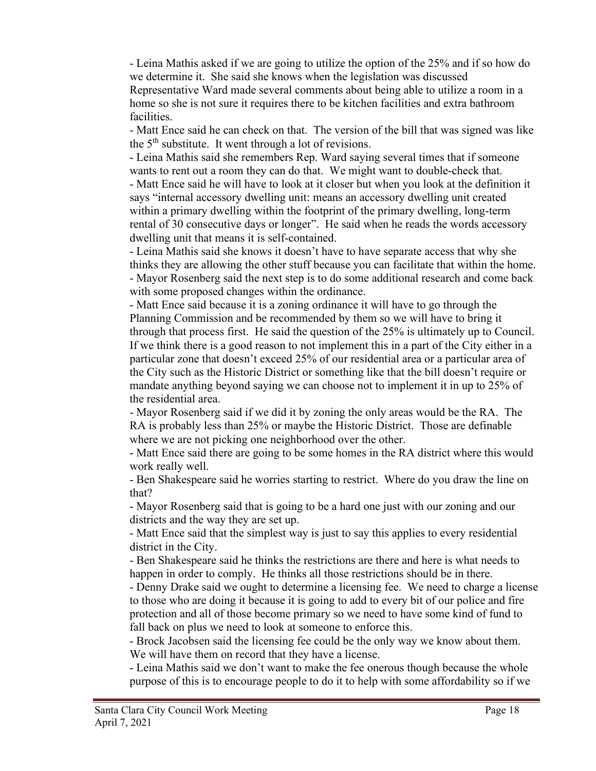- Leina Mathis asked if we are going to utilize the option of the 25% and if so how do we determine it. She said she knows when the legislation was discussed Representative Ward made several comments about being able to utilize a room in a home so she is not sure it requires there to be kitchen facilities and extra bathroom facilities.

- Matt Ence said he can check on that. The version of the bill that was signed was like the 5th substitute. It went through a lot of revisions.

- Leina Mathis said she remembers Rep. Ward saying several times that if someone wants to rent out a room they can do that. We might want to double-check that.

- Matt Ence said he will have to look at it closer but when you look at the definition it says "internal accessory dwelling unit: means an accessory dwelling unit created within a primary dwelling within the footprint of the primary dwelling, long-term rental of 30 consecutive days or longer". He said when he reads the words accessory dwelling unit that means it is self-contained.

- Leina Mathis said she knows it doesn't have to have separate access that why she thinks they are allowing the other stuff because you can facilitate that within the home.

- Mayor Rosenberg said the next step is to do some additional research and come back with some proposed changes within the ordinance.

- Matt Ence said because it is a zoning ordinance it will have to go through the Planning Commission and be recommended by them so we will have to bring it through that process first. He said the question of the 25% is ultimately up to Council. If we think there is a good reason to not implement this in a part of the City either in a particular zone that doesn't exceed 25% of our residential area or a particular area of the City such as the Historic District or something like that the bill doesn't require or mandate anything beyond saying we can choose not to implement it in up to 25% of the residential area.

- Mayor Rosenberg said if we did it by zoning the only areas would be the RA. The RA is probably less than 25% or maybe the Historic District. Those are definable where we are not picking one neighborhood over the other.

- Matt Ence said there are going to be some homes in the RA district where this would work really well.

- Ben Shakespeare said he worries starting to restrict. Where do you draw the line on that?

- Mayor Rosenberg said that is going to be a hard one just with our zoning and our districts and the way they are set up.

- Matt Ence said that the simplest way is just to say this applies to every residential district in the City.

- Ben Shakespeare said he thinks the restrictions are there and here is what needs to happen in order to comply. He thinks all those restrictions should be in there.

- Denny Drake said we ought to determine a licensing fee. We need to charge a license to those who are doing it because it is going to add to every bit of our police and fire protection and all of those become primary so we need to have some kind of fund to fall back on plus we need to look at someone to enforce this.

- Brock Jacobsen said the licensing fee could be the only way we know about them. We will have them on record that they have a license.

- Leina Mathis said we don't want to make the fee onerous though because the whole purpose of this is to encourage people to do it to help with some affordability so if we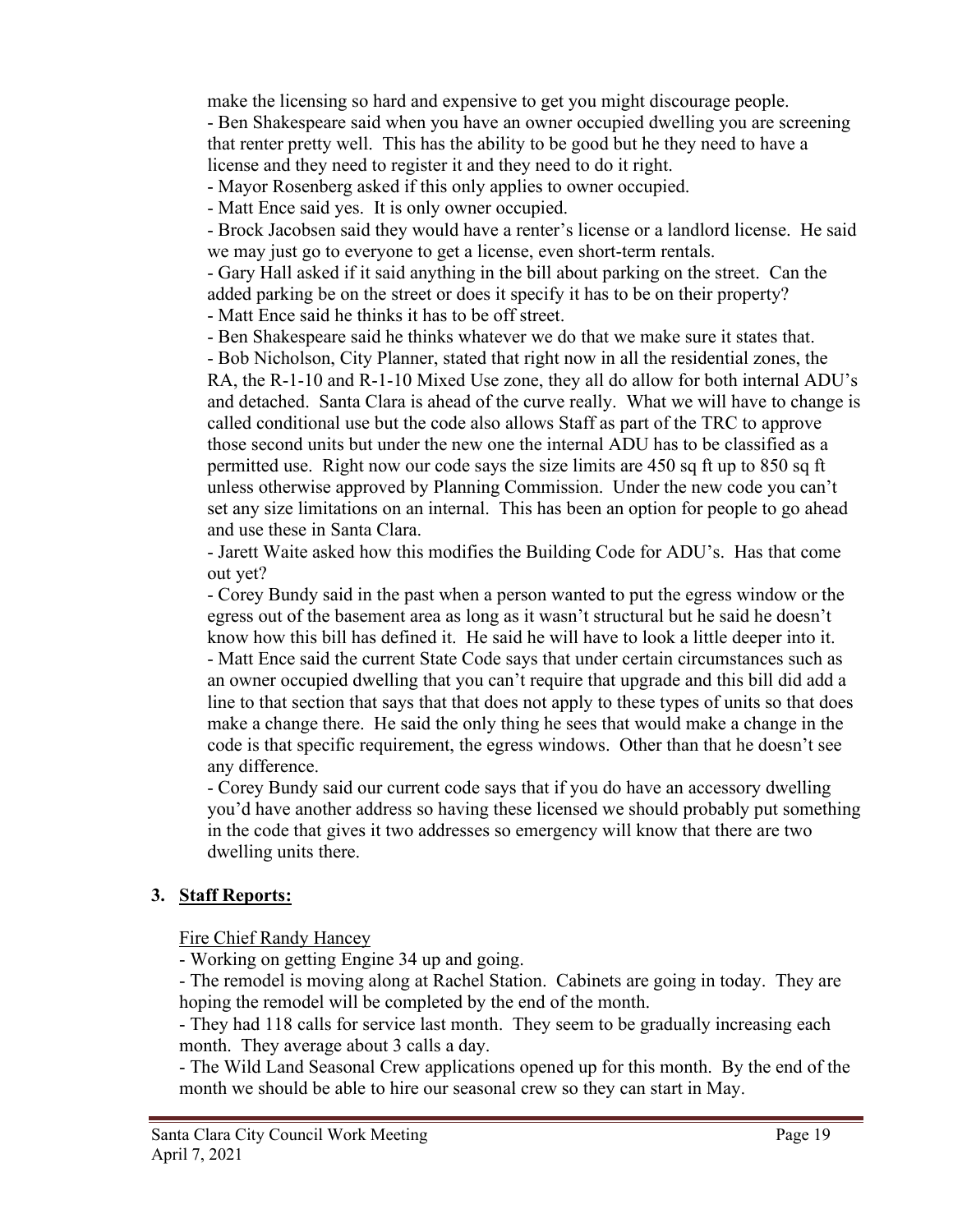make the licensing so hard and expensive to get you might discourage people.

- Ben Shakespeare said when you have an owner occupied dwelling you are screening that renter pretty well. This has the ability to be good but he they need to have a license and they need to register it and they need to do it right.
- Mayor Rosenberg asked if this only applies to owner occupied.
- Matt Ence said yes. It is only owner occupied.
- Brock Jacobsen said they would have a renter's license or a landlord license. He said we may just go to everyone to get a license, even short-term rentals.
- Gary Hall asked if it said anything in the bill about parking on the street. Can the added parking be on the street or does it specify it has to be on their property?
- Matt Ence said he thinks it has to be off street.
- Ben Shakespeare said he thinks whatever we do that we make sure it states that.
- Bob Nicholson, City Planner, stated that right now in all the residential zones, the RA, the R-1-10 and R-1-10 Mixed Use zone, they all do allow for both internal ADU's and detached. Santa Clara is ahead of the curve really. What we will have to change is called conditional use but the code also allows Staff as part of the TRC to approve those second units but under the new one the internal ADU has to be classified as a permitted use. Right now our code says the size limits are 450 sq ft up to 850 sq ft unless otherwise approved by Planning Commission. Under the new code you can't set any size limitations on an internal. This has been an option for people to go ahead and use these in Santa Clara.
- Jarett Waite asked how this modifies the Building Code for ADU's. Has that come out yet?
- Corey Bundy said in the past when a person wanted to put the egress window or the egress out of the basement area as long as it wasn't structural but he said he doesn't know how this bill has defined it. He said he will have to look a little deeper into it.
- Matt Ence said the current State Code says that under certain circumstances such as an owner occupied dwelling that you can't require that upgrade and this bill did add a line to that section that says that that does not apply to these types of units so that does make a change there. He said the only thing he sees that would make a change in the code is that specific requirement, the egress windows. Other than that he doesn't see any difference.
- Corey Bundy said our current code says that if you do have an accessory dwelling you'd have another address so having these licensed we should probably put something in the code that gives it two addresses so emergency will know that there are two dwelling units there.

## 3. Staff Reports:

Fire Chief Randy Hancey

- Working on getting Engine 34 up and going.
- The remodel is moving along at Rachel Station. Cabinets are going in today. They are hoping the remodel will be completed by the end of the month.
- They had 118 calls for service last month. They seem to be gradually increasing each month. They average about 3 calls a day.
- The Wild Land Seasonal Crew applications opened up for this month. By the end of the month we should be able to hire our seasonal crew so they can start in May.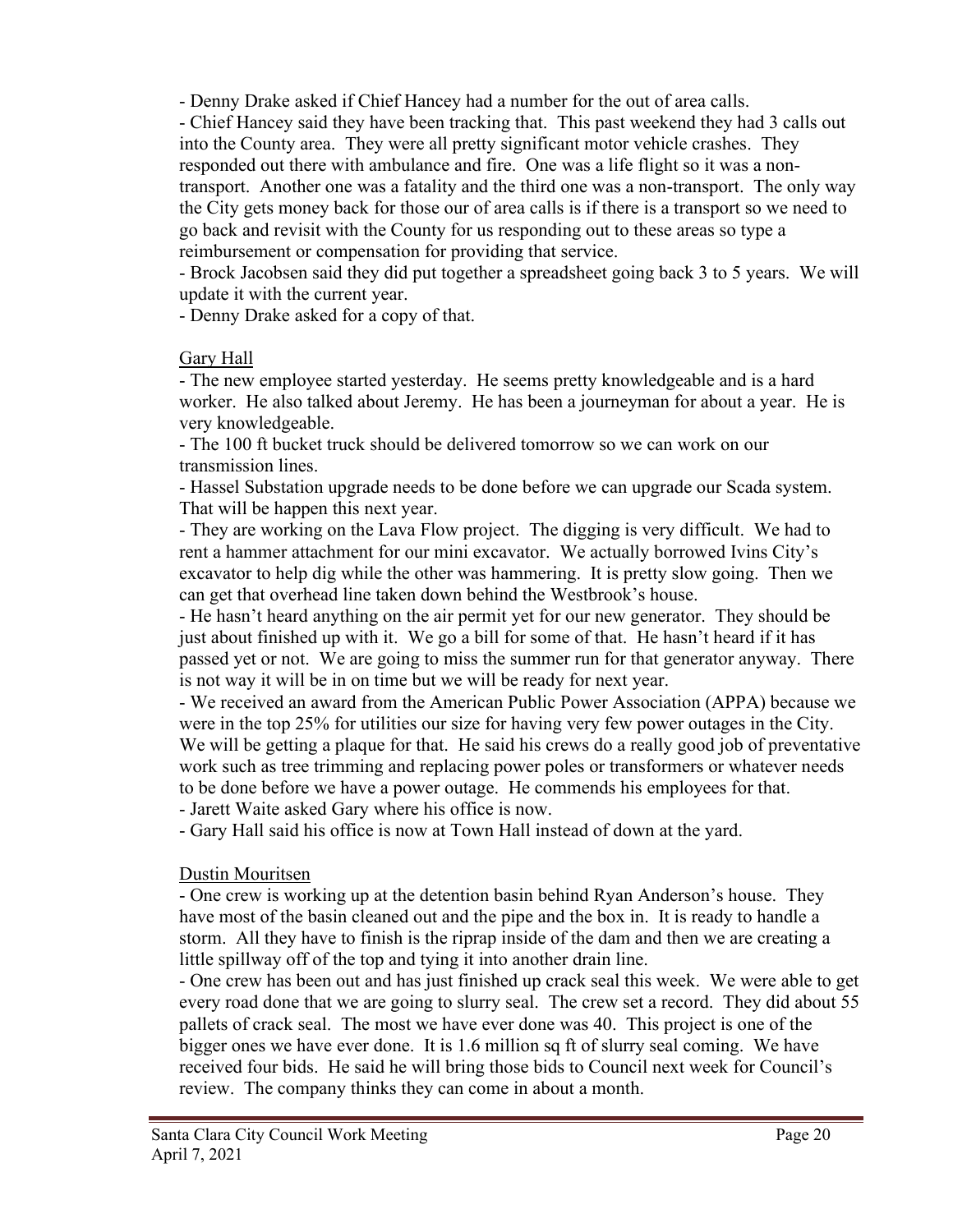- Denny Drake asked if Chief Hancey had a number for the out of area calls.

- Chief Hancey said they have been tracking that. This past weekend they had 3 calls out into the County area. They were all pretty significant motor vehicle crashes. They responded out there with ambulance and fire. One was a life flight so it was a non-transport. Another one was a fatality and the third one was a non-transport. The only way the City gets money back for those our of area calls is if there is a transport so we need to go back and revisit with the County for us responding out to these areas so type a reimbursement or compensation for providing that service.

- Brock Jacobsen said they did put together a spreadsheet going back 3 to 5 years. We will update it with the current year.

- Denny Drake asked for a copy of that.

<u>Gary Hall</u>

- The new employee started yesterday. He seems pretty knowledgeable and is a hard worker. He also talked about Jeremy. He has been a journeyman for about a year. He is very knowledgeable.

- The 100 ft bucket truck should be delivered tomorrow so we can work on our transmission lines.

- Hassel Substation upgrade needs to be done before we can upgrade our Scada system. That will be happen this next year.

- They are working on the Lava Flow project. The digging is very difficult. We had to rent a hammer attachment for our mini excavator. We actually borrowed Ivins City's excavator to help dig while the other was hammering. It is pretty slow going. Then we can get that overhead line taken down behind the Westbrook's house.

- He hasn't heard anything on the air permit yet for our new generator. They should be just about finished up with it. We go a bill for some of that. He hasn't heard if it has passed yet or not. We are going to miss the summer run for that generator anyway. There is not way it will be in on time but we will be ready for next year.

- We received an award from the American Public Power Association (APPA) because we were in the top 25% for utilities our size for having very few power outages in the City. We will be getting a plaque for that. He said his crews do a really good job of preventative work such as tree trimming and replacing power poles or transformers or whatever needs to be done before we have a power outage. He commends his employees for that.

- Jarett Waite asked Gary where his office is now.

- Gary Hall said his office is now at Town Hall instead of down at the yard.

<u>Dustin Mouritsen</u>

- One crew is working up at the detention basin behind Ryan Anderson's house. They have most of the basin cleaned out and the pipe and the box in. It is ready to handle a storm. All they have to finish is the riprap inside of the dam and then we are creating a little spillway off of the top and tying it into another drain line.

- One crew has been out and has just finished up crack seal this week. We were able to get every road done that we are going to slurry seal. The crew set a record. They did about 55 pallets of crack seal. The most we have ever done was 40. This project is one of the bigger ones we have ever done. It is 1.6 million sq ft of slurry seal coming. We have received four bids. He said he will bring those bids to Council next week for Council's review. The company thinks they can come in about a month.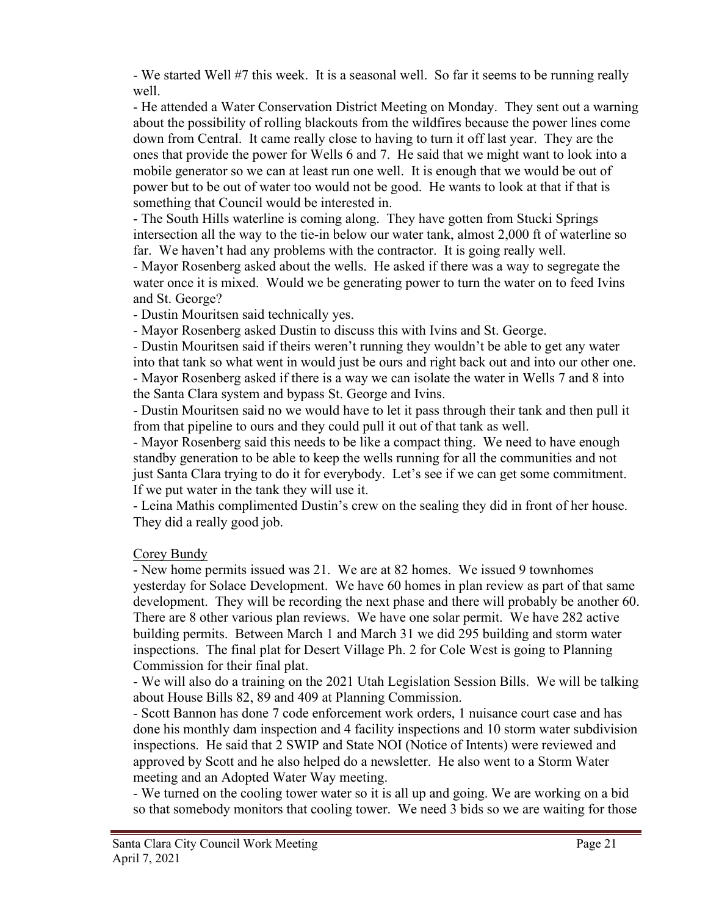- We started Well #7 this week. It is a seasonal well. So far it seems to be running really well.
- He attended a Water Conservation District Meeting on Monday. They sent out a warning about the possibility of rolling blackouts from the wildfires because the power lines come down from Central. It came really close to having to turn it off last year. They are the ones that provide the power for Wells 6 and 7. He said that we might want to look into a mobile generator so we can at least run one well. It is enough that we would be out of power but to be out of water too would not be good. He wants to look at that if that is something that Council would be interested in.
- The South Hills waterline is coming along. They have gotten from Stucki Springs intersection all the way to the tie-in below our water tank, almost 2,000 ft of waterline so far. We haven't had any problems with the contractor. It is going really well.
- Mayor Rosenberg asked about the wells. He asked if there was a way to segregate the water once it is mixed. Would we be generating power to turn the water on to feed Ivins and St. George?
- Dustin Mouritsen said technically yes.
- Mayor Rosenberg asked Dustin to discuss this with Ivins and St. George.
- Dustin Mouritsen said if theirs weren't running they wouldn't be able to get any water into that tank so what went in would just be ours and right back out and into our other one.
- Mayor Rosenberg asked if there is a way we can isolate the water in Wells 7 and 8 into the Santa Clara system and bypass St. George and Ivins.
- Dustin Mouritsen said no we would have to let it pass through their tank and then pull it from that pipeline to ours and they could pull it out of that tank as well.
- Mayor Rosenberg said this needs to be like a compact thing. We need to have enough standby generation to be able to keep the wells running for all the communities and not just Santa Clara trying to do it for everybody. Let's see if we can get some commitment. If we put water in the tank they will use it.
- Leina Mathis complimented Dustin's crew on the sealing they did in front of her house. They did a really good job.

Corey Bundy

- New home permits issued was 21. We are at 82 homes. We issued 9 townhomes yesterday for Solace Development. We have 60 homes in plan review as part of that same development. They will be recording the next phase and there will probably be another 60. There are 8 other various plan reviews. We have one solar permit. We have 282 active building permits. Between March 1 and March 31 we did 295 building and storm water inspections. The final plat for Desert Village Ph. 2 for Cole West is going to Planning Commission for their final plat.
- We will also do a training on the 2021 Utah Legislation Session Bills. We will be talking about House Bills 82, 89 and 409 at Planning Commission.
- Scott Bannon has done 7 code enforcement work orders, 1 nuisance court case and has done his monthly dam inspection and 4 facility inspections and 10 storm water subdivision inspections. He said that 2 SWIP and State NOI (Notice of Intents) were reviewed and approved by Scott and he also helped do a newsletter. He also went to a Storm Water meeting and an Adopted Water Way meeting.
- We turned on the cooling tower water so it is all up and going. We are working on a bid so that somebody monitors that cooling tower. We need 3 bids so we are waiting for those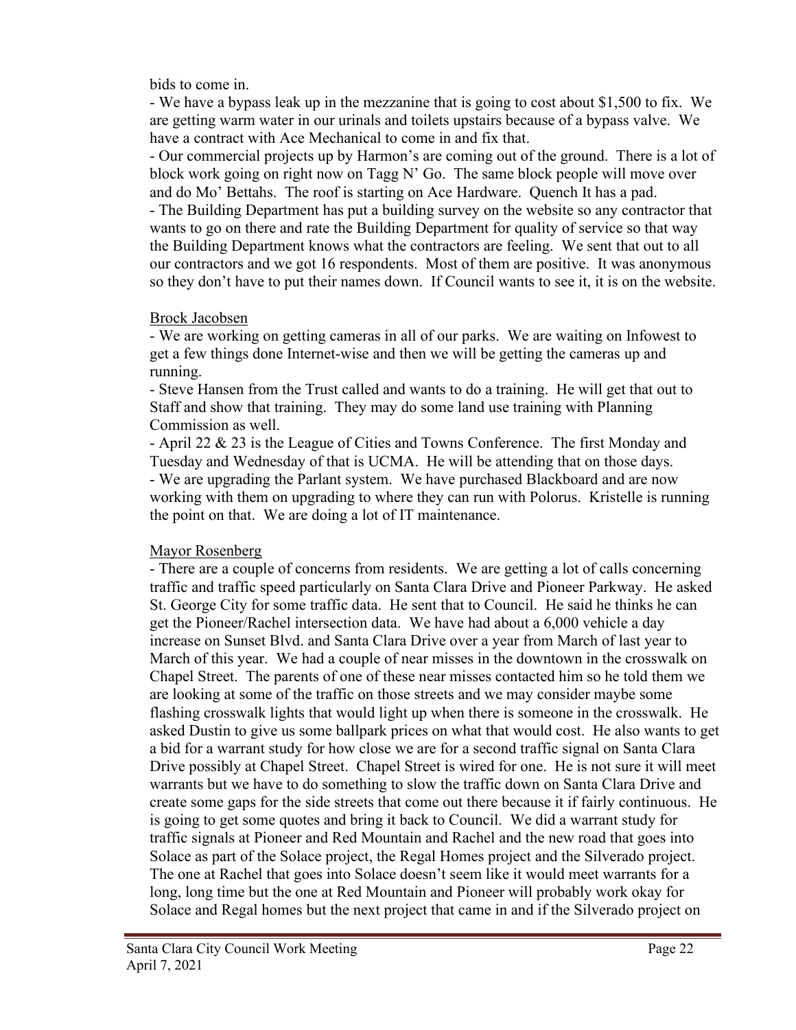bids to come in.

- We have a bypass leak up in the mezzanine that is going to cost about $1,500 to fix. We are getting warm water in our urinals and toilets upstairs because of a bypass valve. We have a contract with Ace Mechanical to come in and fix that.
- Our commercial projects up by Harmon's are coming out of the ground. There is a lot of block work going on right now on Tagg N' Go. The same block people will move over and do Mo' Bettahs. The roof is starting on Ace Hardware. Quench It has a pad.
- The Building Department has put a building survey on the website so any contractor that wants to go on there and rate the Building Department for quality of service so that way the Building Department knows what the contractors are feeling. We sent that out to all our contractors and we got 16 respondents. Most of them are positive. It was anonymous so they don't have to put their names down. If Council wants to see it, it is on the website.

<u>Brock Jacobsen</u>

- We are working on getting cameras in all of our parks. We are waiting on Infowest to get a few things done Internet-wise and then we will be getting the cameras up and running.
- Steve Hansen from the Trust called and wants to do a training. He will get that out to Staff and show that training. They may do some land use training with Planning Commission as well.
- April 22 & 23 is the League of Cities and Towns Conference. The first Monday and Tuesday and Wednesday of that is UCMA. He will be attending that on those days.
- We are upgrading the Parlant system. We have purchased Blackboard and are now working with them on upgrading to where they can run with Polorus. Kristelle is running the point on that. We are doing a lot of IT maintenance.

<u>Mayor Rosenberg</u>

- There are a couple of concerns from residents. We are getting a lot of calls concerning traffic and traffic speed particularly on Santa Clara Drive and Pioneer Parkway. He asked St. George City for some traffic data. He sent that to Council. He said he thinks he can get the Pioneer/Rachel intersection data. We have had about a 6,000 vehicle a day increase on Sunset Blvd. and Santa Clara Drive over a year from March of last year to March of this year. We had a couple of near misses in the downtown in the crosswalk on Chapel Street. The parents of one of these near misses contacted him so he told them we are looking at some of the traffic on those streets and we may consider maybe some flashing crosswalk lights that would light up when there is someone in the crosswalk. He asked Dustin to give us some ballpark prices on what that would cost. He also wants to get a bid for a warrant study for how close we are for a second traffic signal on Santa Clara Drive possibly at Chapel Street. Chapel Street is wired for one. He is not sure it will meet warrants but we have to do something to slow the traffic down on Santa Clara Drive and create some gaps for the side streets that come out there because it if fairly continuous. He is going to get some quotes and bring it back to Council. We did a warrant study for traffic signals at Pioneer and Red Mountain and Rachel and the new road that goes into Solace as part of the Solace project, the Regal Homes project and the Silverado project. The one at Rachel that goes into Solace doesn't seem like it would meet warrants for a long, long time but the one at Red Mountain and Pioneer will probably work okay for Solace and Regal homes but the next project that came in and if the Silverado project on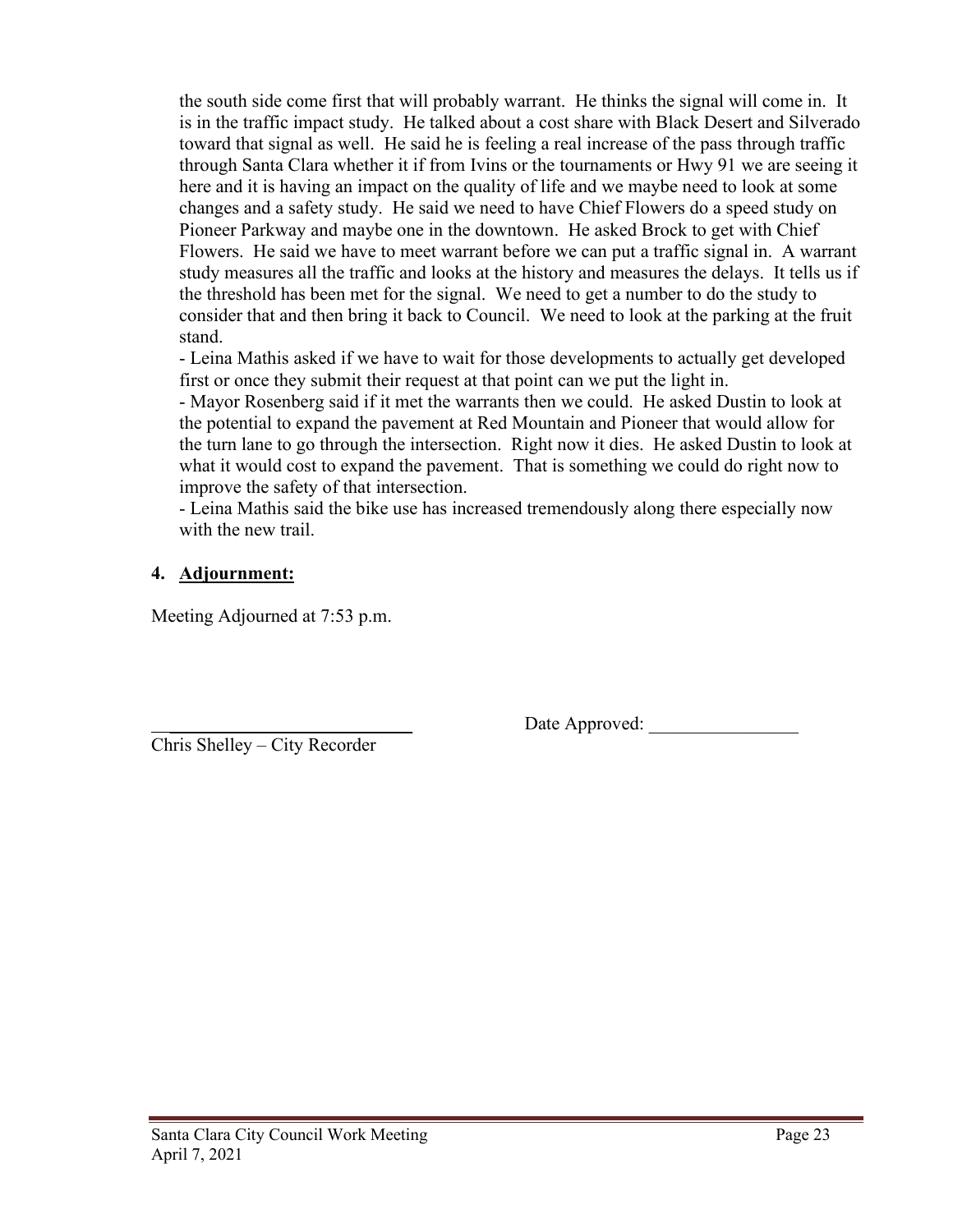the south side come first that will probably warrant. He thinks the signal will come in. It is in the traffic impact study. He talked about a cost share with Black Desert and Silverado toward that signal as well. He said he is feeling a real increase of the pass through traffic through Santa Clara whether it if from Ivins or the tournaments or Hwy 91 we are seeing it here and it is having an impact on the quality of life and we maybe need to look at some changes and a safety study. He said we need to have Chief Flowers do a speed study on Pioneer Parkway and maybe one in the downtown. He asked Brock to get with Chief Flowers. He said we have to meet warrant before we can put a traffic signal in. A warrant study measures all the traffic and looks at the history and measures the delays. It tells us if the threshold has been met for the signal. We need to get a number to do the study to consider that and then bring it back to Council. We need to look at the parking at the fruit stand.

- Leina Mathis asked if we have to wait for those developments to actually get developed first or once they submit their request at that point can we put the light in.
- Mayor Rosenberg said if it met the warrants then we could. He asked Dustin to look at the potential to expand the pavement at Red Mountain and Pioneer that would allow for the turn lane to go through the intersection. Right now it dies. He asked Dustin to look at what it would cost to expand the pavement. That is something we could do right now to improve the safety of that intersection.
- Leina Mathis said the bike use has increased tremendously along there especially now with the new trail.

## 4. Adjournment:

Meeting Adjourned at 7:53 p.m.

\_\_\_\_\_\_\_\_\_\_\_\_\_\_\_\_\_\_\_\_\_\_\_\_\_\_\_\_ Date Approved: \_\_\_\_\_\_\_\_\_\_\_\_\_\_\_\_

Chris Shelley – City Recorder